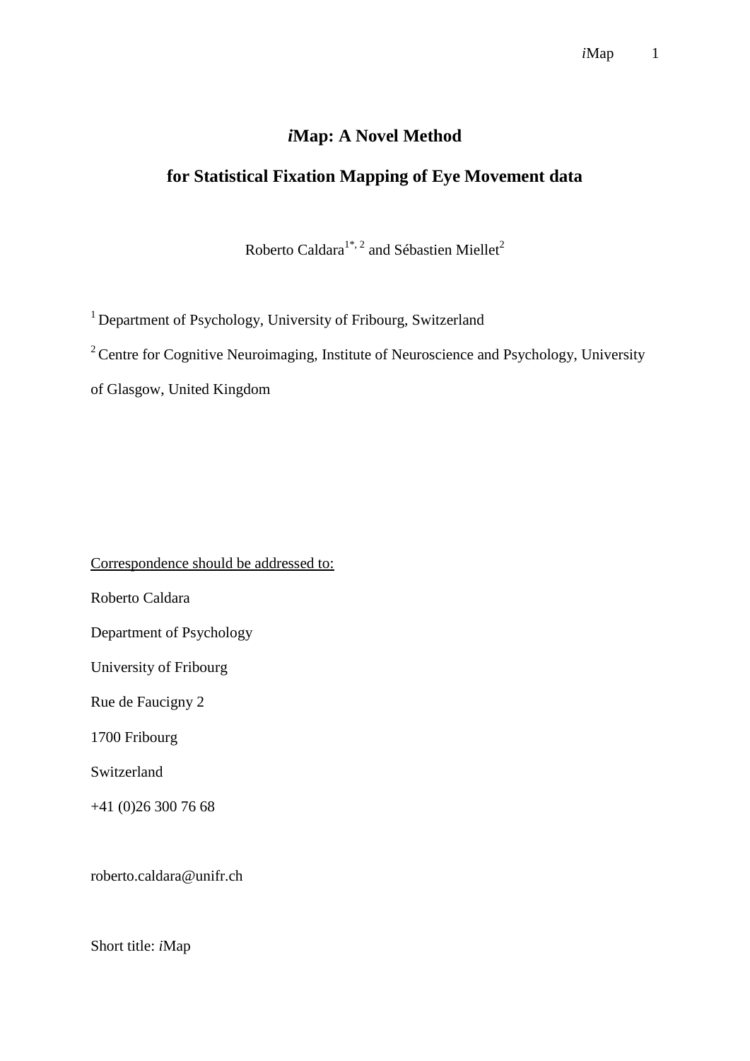# *i*Map: A Novel Method for Statistical Fixation Mapping of Eye Movement data

Roberto Caldara[1*, 2] and Sébastien Miellet[2]

[1] Department of Psychology, University of Fribourg, Switzerland

[2] Centre for Cognitive Neuroimaging, Institute of Neuroscience and Psychology, University of Glasgow, United Kingdom

Correspondence should be addressed to:

Roberto Caldara

Department of Psychology

University of Fribourg

Rue de Faucigny 2

1700 Fribourg

Switzerland

+41 (0)26 300 76 68

roberto.caldara@unifr.ch

Short title: *i*Map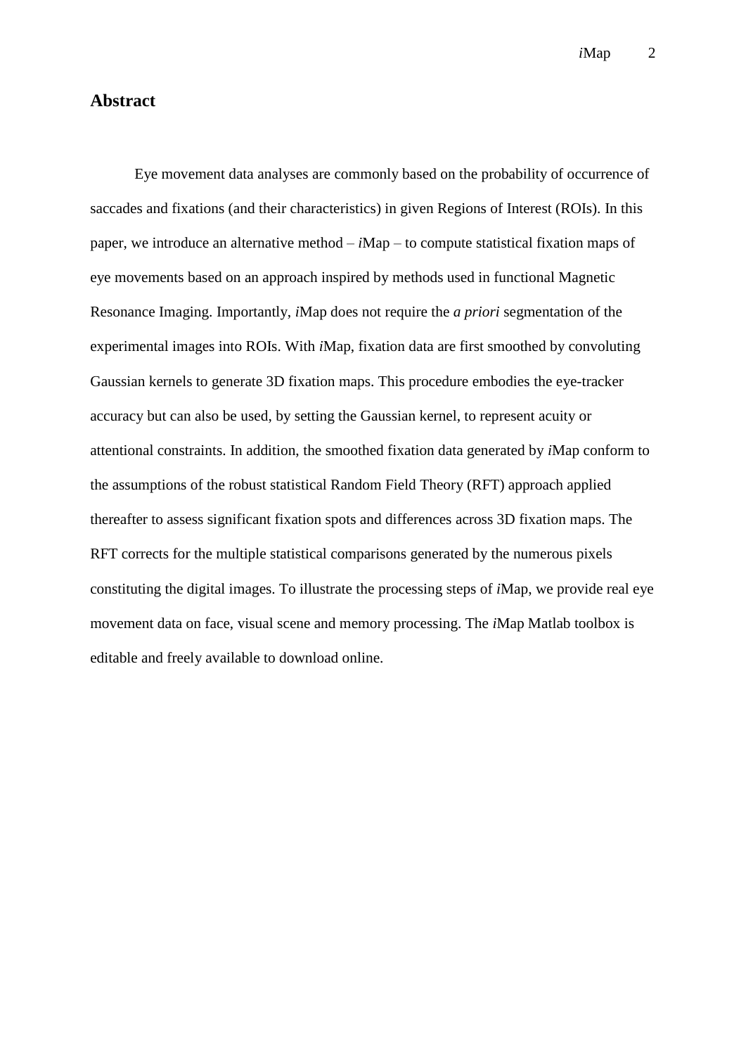# Abstract

Eye movement data analyses are commonly based on the probability of occurrence of saccades and fixations (and their characteristics) in given Regions of Interest (ROIs). In this paper, we introduce an alternative method – *i*Map – to compute statistical fixation maps of eye movements based on an approach inspired by methods used in functional Magnetic Resonance Imaging. Importantly, *i*Map does not require the *a priori* segmentation of the experimental images into ROIs. With *i*Map, fixation data are first smoothed by convoluting Gaussian kernels to generate 3D fixation maps. This procedure embodies the eye-tracker accuracy but can also be used, by setting the Gaussian kernel, to represent acuity or attentional constraints. In addition, the smoothed fixation data generated by *i*Map conform to the assumptions of the robust statistical Random Field Theory (RFT) approach applied thereafter to assess significant fixation spots and differences across 3D fixation maps. The RFT corrects for the multiple statistical comparisons generated by the numerous pixels constituting the digital images. To illustrate the processing steps of *i*Map, we provide real eye movement data on face, visual scene and memory processing. The *i*Map Matlab toolbox is editable and freely available to download online.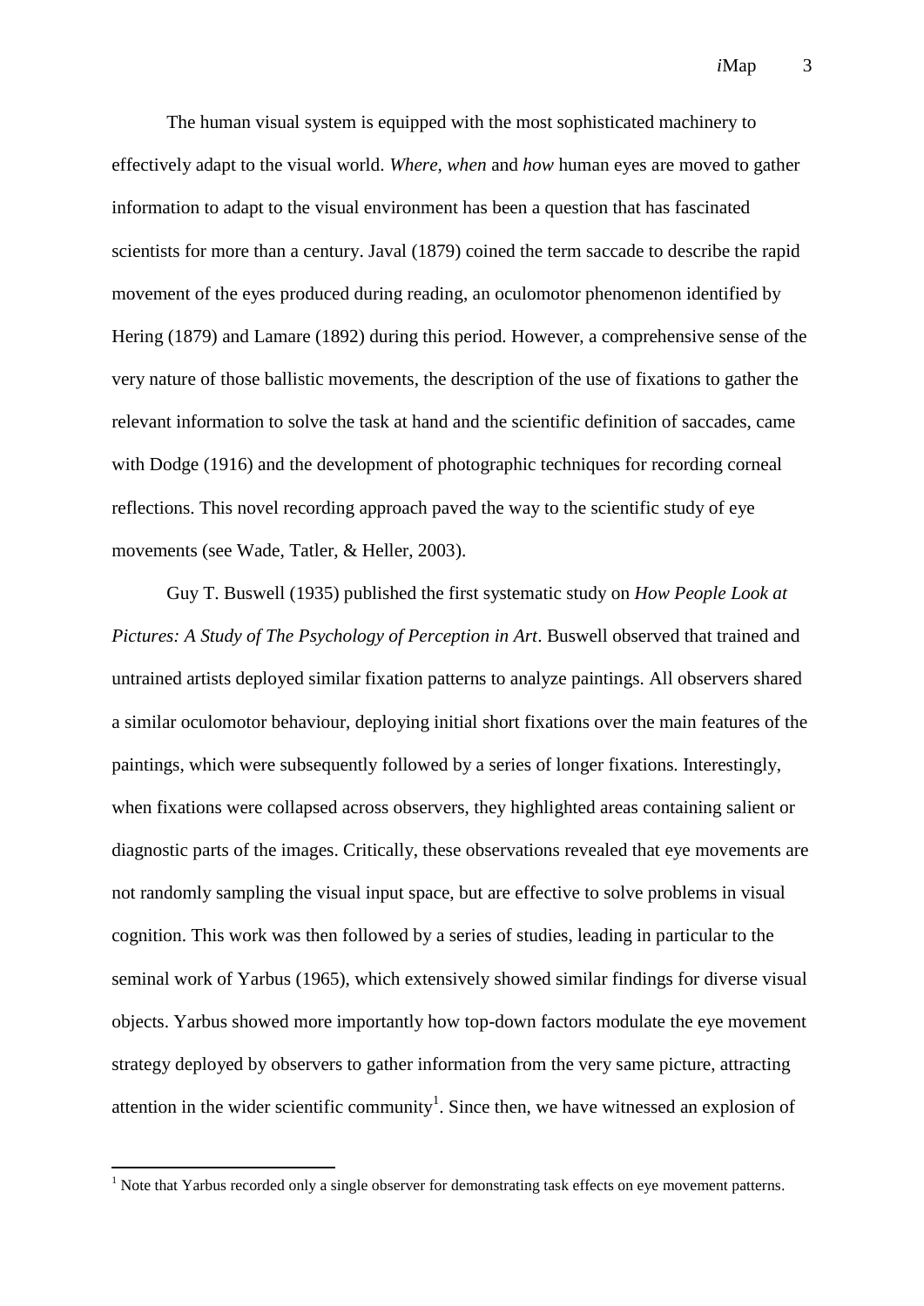The human visual system is equipped with the most sophisticated machinery to effectively adapt to the visual world. *Where*, *when* and *how* human eyes are moved to gather information to adapt to the visual environment has been a question that has fascinated scientists for more than a century. Javal (1879) coined the term saccade to describe the rapid movement of the eyes produced during reading, an oculomotor phenomenon identified by Hering (1879) and Lamare (1892) during this period. However, a comprehensive sense of the very nature of those ballistic movements, the description of the use of fixations to gather the relevant information to solve the task at hand and the scientific definition of saccades, came with Dodge (1916) and the development of photographic techniques for recording corneal reflections. This novel recording approach paved the way to the scientific study of eye movements (see Wade, Tatler, & Heller, 2003).

Guy T. Buswell (1935) published the first systematic study on *How People Look at Pictures: A Study of The Psychology of Perception in Art*. Buswell observed that trained and untrained artists deployed similar fixation patterns to analyze paintings. All observers shared a similar oculomotor behaviour, deploying initial short fixations over the main features of the paintings, which were subsequently followed by a series of longer fixations. Interestingly, when fixations were collapsed across observers, they highlighted areas containing salient or diagnostic parts of the images. Critically, these observations revealed that eye movements are not randomly sampling the visual input space, but are effective to solve problems in visual cognition. This work was then followed by a series of studies, leading in particular to the seminal work of Yarbus (1965), which extensively showed similar findings for diverse visual objects. Yarbus showed more importantly how top-down factors modulate the eye movement strategy deployed by observers to gather information from the very same picture, attracting attention in the wider scientific community[1]. Since then, we have witnessed an explosion of

[1] Note that Yarbus recorded only a single observer for demonstrating task effects on eye movement patterns.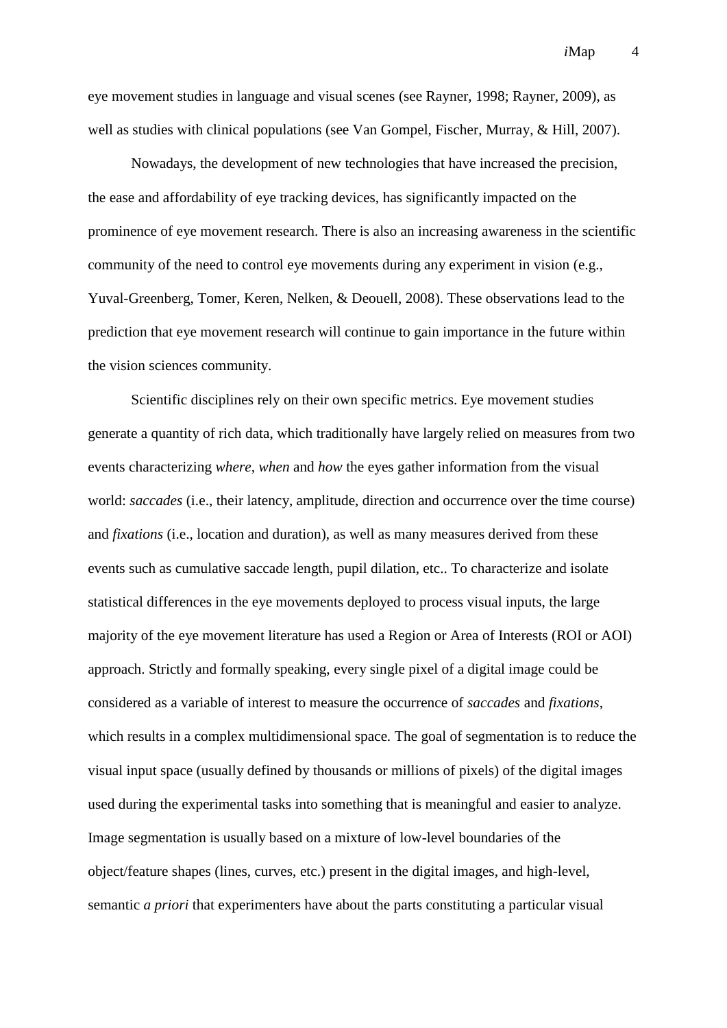eye movement studies in language and visual scenes (see Rayner, 1998; Rayner, 2009), as well as studies with clinical populations (see Van Gompel, Fischer, Murray, & Hill, 2007).

Nowadays, the development of new technologies that have increased the precision, the ease and affordability of eye tracking devices, has significantly impacted on the prominence of eye movement research. There is also an increasing awareness in the scientific community of the need to control eye movements during any experiment in vision (e.g., Yuval-Greenberg, Tomer, Keren, Nelken, & Deouell, 2008). These observations lead to the prediction that eye movement research will continue to gain importance in the future within the vision sciences community.

Scientific disciplines rely on their own specific metrics. Eye movement studies generate a quantity of rich data, which traditionally have largely relied on measures from two events characterizing *where*, *when* and *how* the eyes gather information from the visual world: *saccades* (i.e., their latency, amplitude, direction and occurrence over the time course) and *fixations* (i.e., location and duration), as well as many measures derived from these events such as cumulative saccade length, pupil dilation, etc.. To characterize and isolate statistical differences in the eye movements deployed to process visual inputs, the large majority of the eye movement literature has used a Region or Area of Interests (ROI or AOI) approach. Strictly and formally speaking, every single pixel of a digital image could be considered as a variable of interest to measure the occurrence of *saccades* and *fixations*, which results in a complex multidimensional space. The goal of segmentation is to reduce the visual input space (usually defined by thousands or millions of pixels) of the digital images used during the experimental tasks into something that is meaningful and easier to analyze. Image segmentation is usually based on a mixture of low-level boundaries of the object/feature shapes (lines, curves, etc.) present in the digital images, and high-level, semantic *a priori* that experimenters have about the parts constituting a particular visual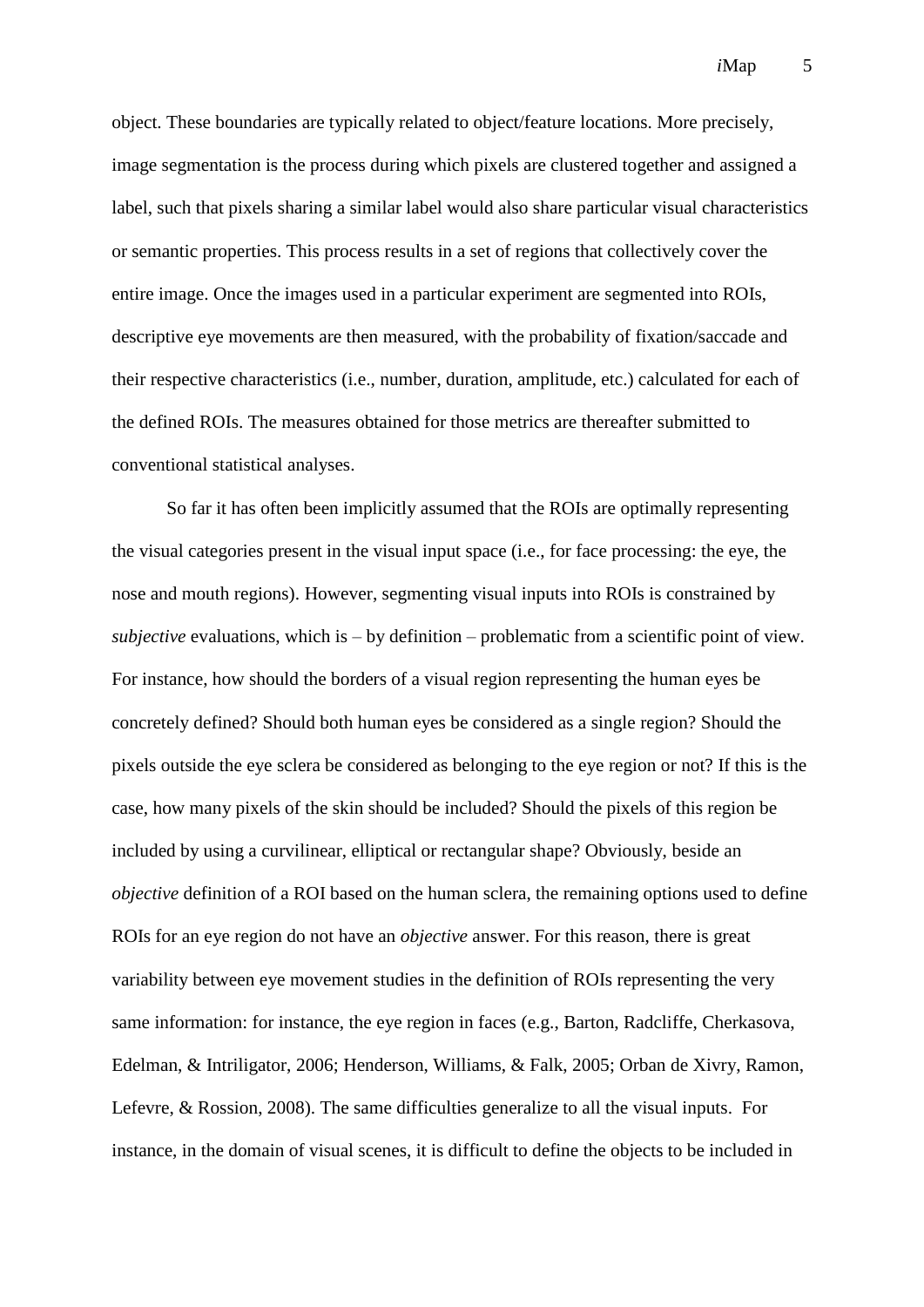object. These boundaries are typically related to object/feature locations. More precisely, image segmentation is the process during which pixels are clustered together and assigned a label, such that pixels sharing a similar label would also share particular visual characteristics or semantic properties. This process results in a set of regions that collectively cover the entire image. Once the images used in a particular experiment are segmented into ROIs, descriptive eye movements are then measured, with the probability of fixation/saccade and their respective characteristics (i.e., number, duration, amplitude, etc.) calculated for each of the defined ROIs. The measures obtained for those metrics are thereafter submitted to conventional statistical analyses.

So far it has often been implicitly assumed that the ROIs are optimally representing the visual categories present in the visual input space (i.e., for face processing: the eye, the nose and mouth regions). However, segmenting visual inputs into ROIs is constrained by *subjective* evaluations, which is – by definition – problematic from a scientific point of view. For instance, how should the borders of a visual region representing the human eyes be concretely defined? Should both human eyes be considered as a single region? Should the pixels outside the eye sclera be considered as belonging to the eye region or not? If this is the case, how many pixels of the skin should be included? Should the pixels of this region be included by using a curvilinear, elliptical or rectangular shape? Obviously, beside an *objective* definition of a ROI based on the human sclera, the remaining options used to define ROIs for an eye region do not have an *objective* answer. For this reason, there is great variability between eye movement studies in the definition of ROIs representing the very same information: for instance, the eye region in faces (e.g., Barton, Radcliffe, Cherkasova, Edelman, & Intriligator, 2006; Henderson, Williams, & Falk, 2005; Orban de Xivry, Ramon, Lefevre, & Rossion, 2008). The same difficulties generalize to all the visual inputs. For instance, in the domain of visual scenes, it is difficult to define the objects to be included in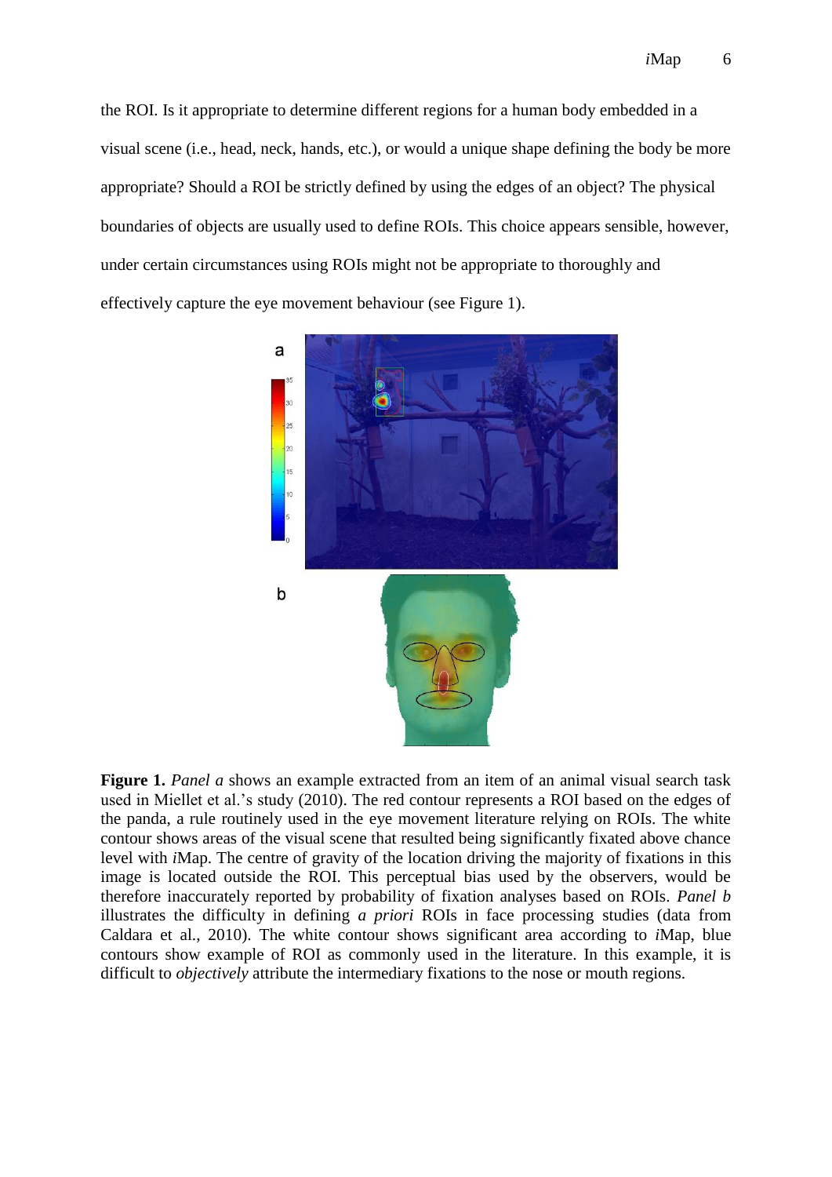the ROI. Is it appropriate to determine different regions for a human body embedded in a visual scene (i.e., head, neck, hands, etc.), or would a unique shape defining the body be more appropriate? Should a ROI be strictly defined by using the edges of an object? The physical boundaries of objects are usually used to define ROIs. This choice appears sensible, however, under certain circumstances using ROIs might not be appropriate to thoroughly and effectively capture the eye movement behaviour (see Figure 1).

a

35
30
25
20
15
10
5
0

b

**Figure 1.** *Panel a* shows an example extracted from an item of an animal visual search task used in Miellet et al.'s study (2010). The red contour represents a ROI based on the edges of the panda, a rule routinely used in the eye movement literature relying on ROIs. The white contour shows areas of the visual scene that resulted being significantly fixated above chance level with *i*Map. The centre of gravity of the location driving the majority of fixations in this image is located outside the ROI. This perceptual bias used by the observers, would be therefore inaccurately reported by probability of fixation analyses based on ROIs. *Panel b* illustrates the difficulty in defining *a priori* ROIs in face processing studies (data from Caldara et al., 2010). The white contour shows significant area according to *i*Map, blue contours show example of ROI as commonly used in the literature. In this example, it is difficult to *objectively* attribute the intermediary fixations to the nose or mouth regions.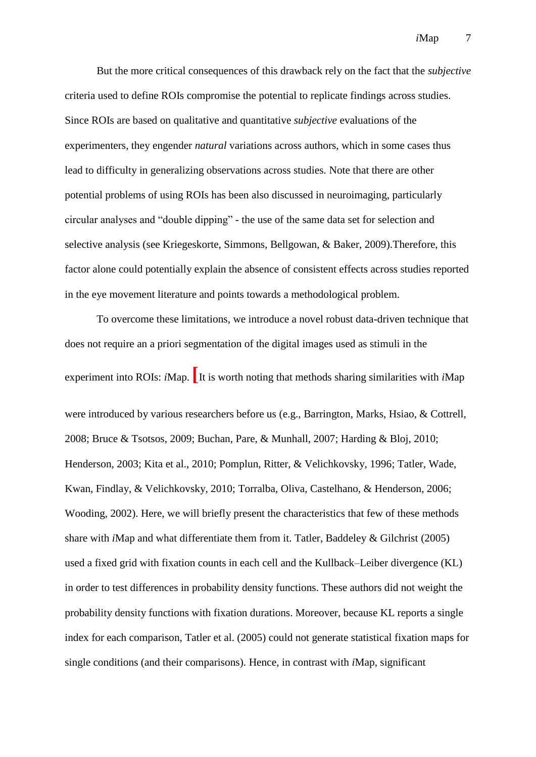But the more critical consequences of this drawback rely on the fact that the *subjective* criteria used to define ROIs compromise the potential to replicate findings across studies. Since ROIs are based on qualitative and quantitative *subjective* evaluations of the experimenters, they engender *natural* variations across authors, which in some cases thus lead to difficulty in generalizing observations across studies. Note that there are other potential problems of using ROIs has been also discussed in neuroimaging, particularly circular analyses and "double dipping" - the use of the same data set for selection and selective analysis (see Kriegeskorte, Simmons, Bellgowan, & Baker, 2009).Therefore, this factor alone could potentially explain the absence of consistent effects across studies reported in the eye movement literature and points towards a methodological problem.

To overcome these limitations, we introduce a novel robust data-driven technique that does not require an a priori segmentation of the digital images used as stimuli in the experiment into ROIs: *i*Map. [ It is worth noting that methods sharing similarities with *i*Map were introduced by various researchers before us (e.g., Barrington, Marks, Hsiao, & Cottrell, 2008; Bruce & Tsotsos, 2009; Buchan, Pare, & Munhall, 2007; Harding & Bloj, 2010; Henderson, 2003; Kita et al., 2010; Pomplun, Ritter, & Velichkovsky, 1996; Tatler, Wade, Kwan, Findlay, & Velichkovsky, 2010; Torralba, Oliva, Castelhano, & Henderson, 2006; Wooding, 2002). Here, we will briefly present the characteristics that few of these methods share with *i*Map and what differentiate them from it. Tatler, Baddeley & Gilchrist (2005) used a fixed grid with fixation counts in each cell and the Kullback–Leiber divergence (KL) in order to test differences in probability density functions. These authors did not weight the probability density functions with fixation durations. Moreover, because KL reports a single index for each comparison, Tatler et al. (2005) could not generate statistical fixation maps for single conditions (and their comparisons). Hence, in contrast with *i*Map, significant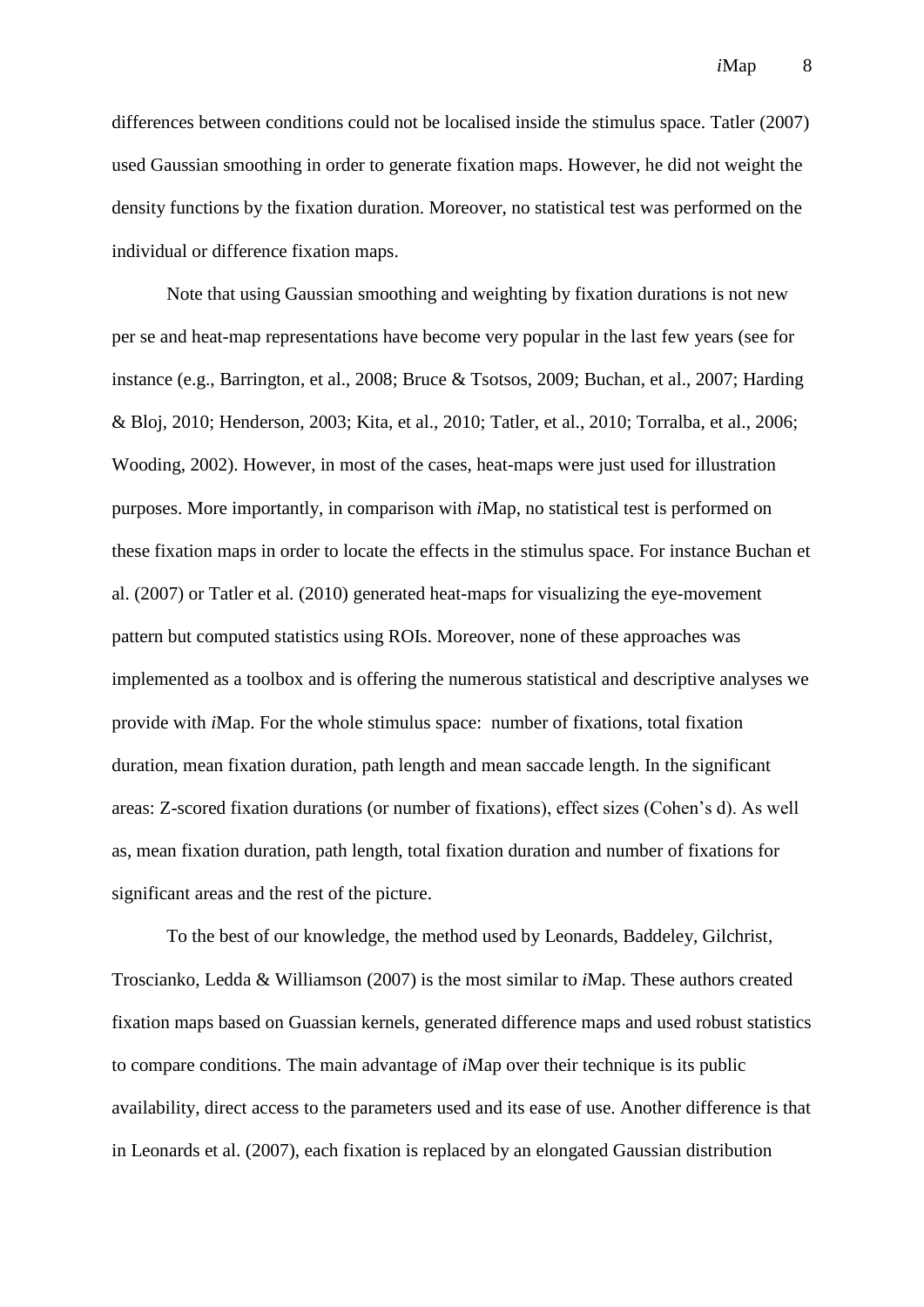differences between conditions could not be localised inside the stimulus space. Tatler (2007) used Gaussian smoothing in order to generate fixation maps. However, he did not weight the density functions by the fixation duration. Moreover, no statistical test was performed on the individual or difference fixation maps.

Note that using Gaussian smoothing and weighting by fixation durations is not new per se and heat-map representations have become very popular in the last few years (see for instance (e.g., Barrington, et al., 2008; Bruce & Tsotsos, 2009; Buchan, et al., 2007; Harding & Bloj, 2010; Henderson, 2003; Kita, et al., 2010; Tatler, et al., 2010; Torralba, et al., 2006; Wooding, 2002). However, in most of the cases, heat-maps were just used for illustration purposes. More importantly, in comparison with *i*Map, no statistical test is performed on these fixation maps in order to locate the effects in the stimulus space. For instance Buchan et al. (2007) or Tatler et al. (2010) generated heat-maps for visualizing the eye-movement pattern but computed statistics using ROIs. Moreover, none of these approaches was implemented as a toolbox and is offering the numerous statistical and descriptive analyses we provide with *i*Map. For the whole stimulus space:  number of fixations, total fixation duration, mean fixation duration, path length and mean saccade length. In the significant areas: Z-scored fixation durations (or number of fixations), effect sizes (Cohen's d). As well as, mean fixation duration, path length, total fixation duration and number of fixations for significant areas and the rest of the picture.

To the best of our knowledge, the method used by Leonards, Baddeley, Gilchrist, Troscianko, Ledda & Williamson (2007) is the most similar to *i*Map. These authors created fixation maps based on Guassian kernels, generated difference maps and used robust statistics to compare conditions. The main advantage of *i*Map over their technique is its public availability, direct access to the parameters used and its ease of use. Another difference is that in Leonards et al. (2007), each fixation is replaced by an elongated Gaussian distribution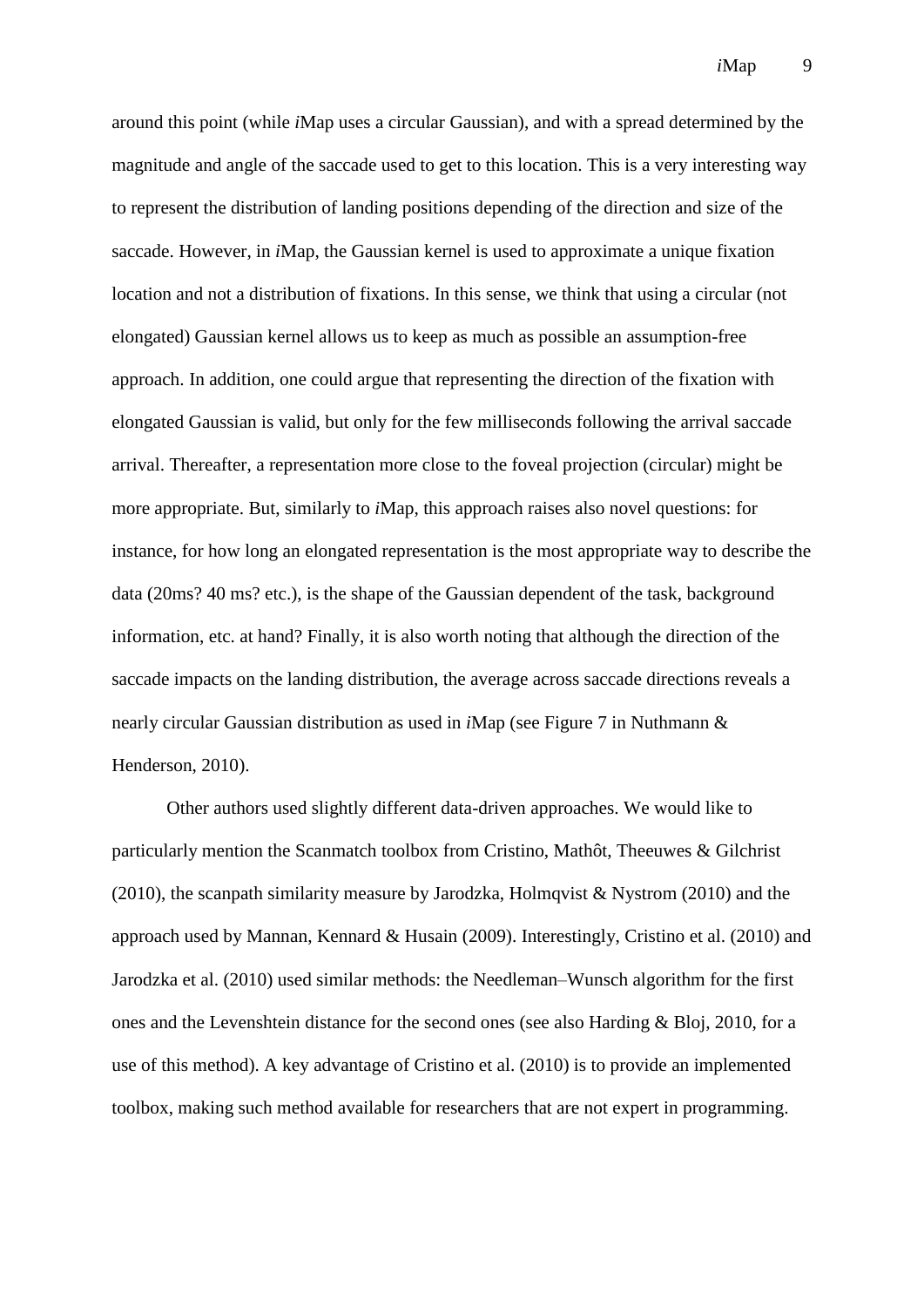around this point (while *i*Map uses a circular Gaussian), and with a spread determined by the magnitude and angle of the saccade used to get to this location. This is a very interesting way to represent the distribution of landing positions depending of the direction and size of the saccade. However, in *i*Map, the Gaussian kernel is used to approximate a unique fixation location and not a distribution of fixations. In this sense, we think that using a circular (not elongated) Gaussian kernel allows us to keep as much as possible an assumption-free approach. In addition, one could argue that representing the direction of the fixation with elongated Gaussian is valid, but only for the few milliseconds following the arrival saccade arrival. Thereafter, a representation more close to the foveal projection (circular) might be more appropriate. But, similarly to *i*Map, this approach raises also novel questions: for instance, for how long an elongated representation is the most appropriate way to describe the data (20ms? 40 ms? etc.), is the shape of the Gaussian dependent of the task, background information, etc. at hand? Finally, it is also worth noting that although the direction of the saccade impacts on the landing distribution, the average across saccade directions reveals a nearly circular Gaussian distribution as used in *i*Map (see Figure 7 in Nuthmann & Henderson, 2010).

Other authors used slightly different data-driven approaches. We would like to particularly mention the Scanmatch toolbox from Cristino, Mathôt, Theeuwes & Gilchrist (2010), the scanpath similarity measure by Jarodzka, Holmqvist & Nystrom (2010) and the approach used by Mannan, Kennard & Husain (2009). Interestingly, Cristino et al. (2010) and Jarodzka et al. (2010) used similar methods: the Needleman–Wunsch algorithm for the first ones and the Levenshtein distance for the second ones (see also Harding & Bloj, 2010, for a use of this method). A key advantage of Cristino et al. (2010) is to provide an implemented toolbox, making such method available for researchers that are not expert in programming.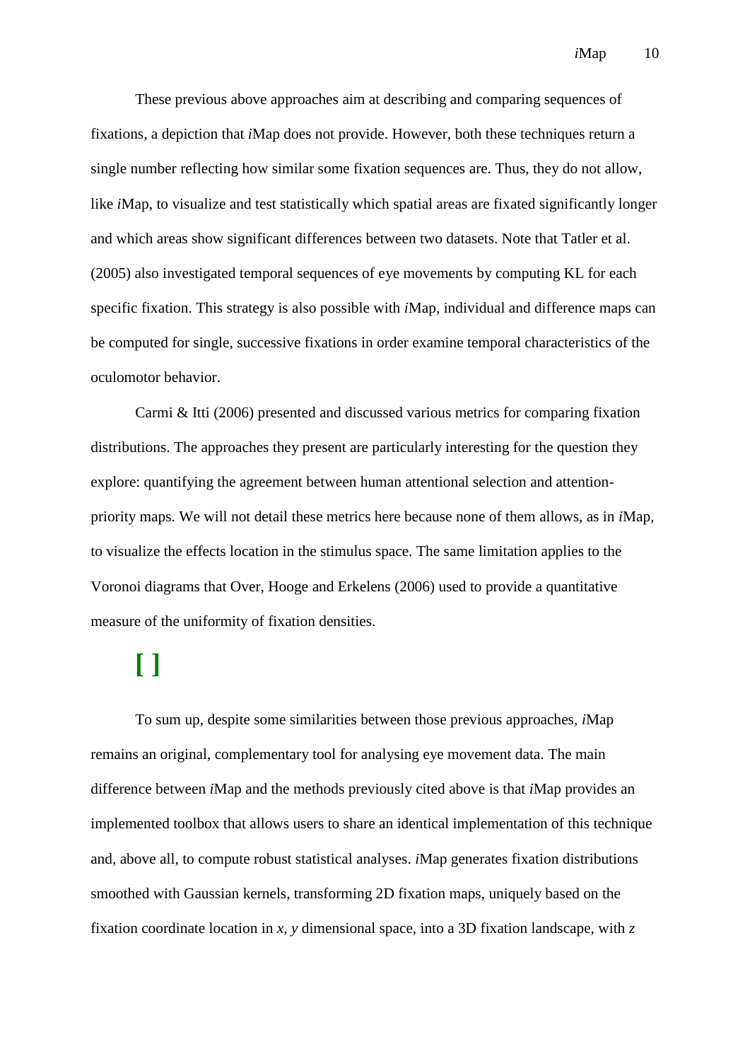These previous above approaches aim at describing and comparing sequences of fixations, a depiction that *i*Map does not provide. However, both these techniques return a single number reflecting how similar some fixation sequences are. Thus, they do not allow, like *i*Map, to visualize and test statistically which spatial areas are fixated significantly longer and which areas show significant differences between two datasets. Note that Tatler et al. (2005) also investigated temporal sequences of eye movements by computing KL for each specific fixation. This strategy is also possible with *i*Map, individual and difference maps can be computed for single, successive fixations in order examine temporal characteristics of the oculomotor behavior.

Carmi & Itti (2006) presented and discussed various metrics for comparing fixation distributions. The approaches they present are particularly interesting for the question they explore: quantifying the agreement between human attentional selection and attention-priority maps. We will not detail these metrics here because none of them allows, as in *i*Map, to visualize the effects location in the stimulus space. The same limitation applies to the Voronoi diagrams that Over, Hooge and Erkelens (2006) used to provide a quantitative measure of the uniformity of fixation densities.

**[ ]**

To sum up, despite some similarities between those previous approaches, *i*Map remains an original, complementary tool for analysing eye movement data. The main difference between *i*Map and the methods previously cited above is that *i*Map provides an implemented toolbox that allows users to share an identical implementation of this technique and, above all, to compute robust statistical analyses. *i*Map generates fixation distributions smoothed with Gaussian kernels, transforming 2D fixation maps, uniquely based on the fixation coordinate location in *x, y* dimensional space, into a 3D fixation landscape, with *z*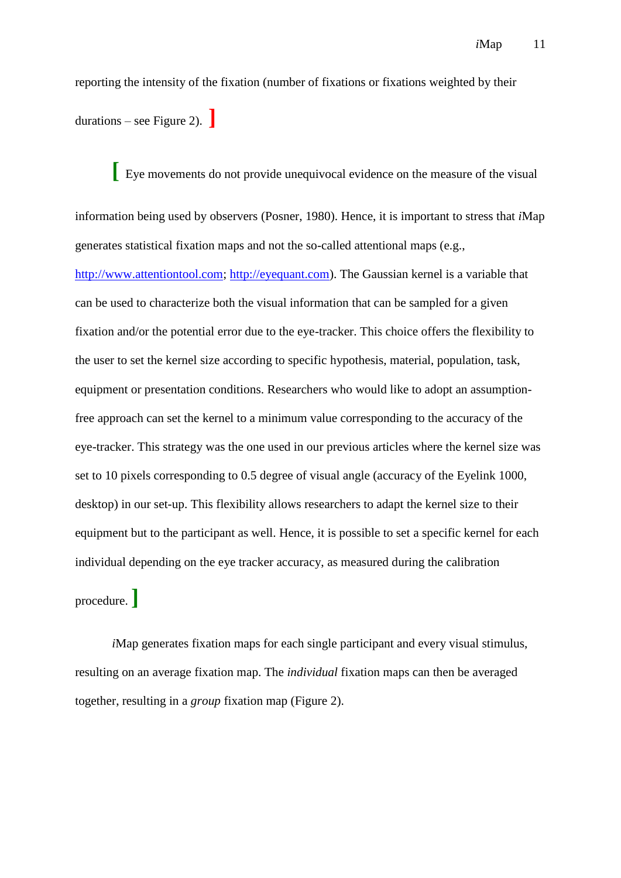reporting the intensity of the fixation (number of fixations or fixations weighted by their durations – see Figure 2). ]

[ Eye movements do not provide unequivocal evidence on the measure of the visual information being used by observers (Posner, 1980). Hence, it is important to stress that *i*Map generates statistical fixation maps and not the so-called attentional maps (e.g., http://www.attentiontool.com; http://eyequant.com). The Gaussian kernel is a variable that can be used to characterize both the visual information that can be sampled for a given fixation and/or the potential error due to the eye-tracker. This choice offers the flexibility to the user to set the kernel size according to specific hypothesis, material, population, task, equipment or presentation conditions. Researchers who would like to adopt an assumption-free approach can set the kernel to a minimum value corresponding to the accuracy of the eye-tracker. This strategy was the one used in our previous articles where the kernel size was set to 10 pixels corresponding to 0.5 degree of visual angle (accuracy of the Eyelink 1000, desktop) in our set-up. This flexibility allows researchers to adapt the kernel size to their equipment but to the participant as well. Hence, it is possible to set a specific kernel for each individual depending on the eye tracker accuracy, as measured during the calibration procedure. ]

*i*Map generates fixation maps for each single participant and every visual stimulus, resulting on an average fixation map. The *individual* fixation maps can then be averaged together, resulting in a *group* fixation map (Figure 2).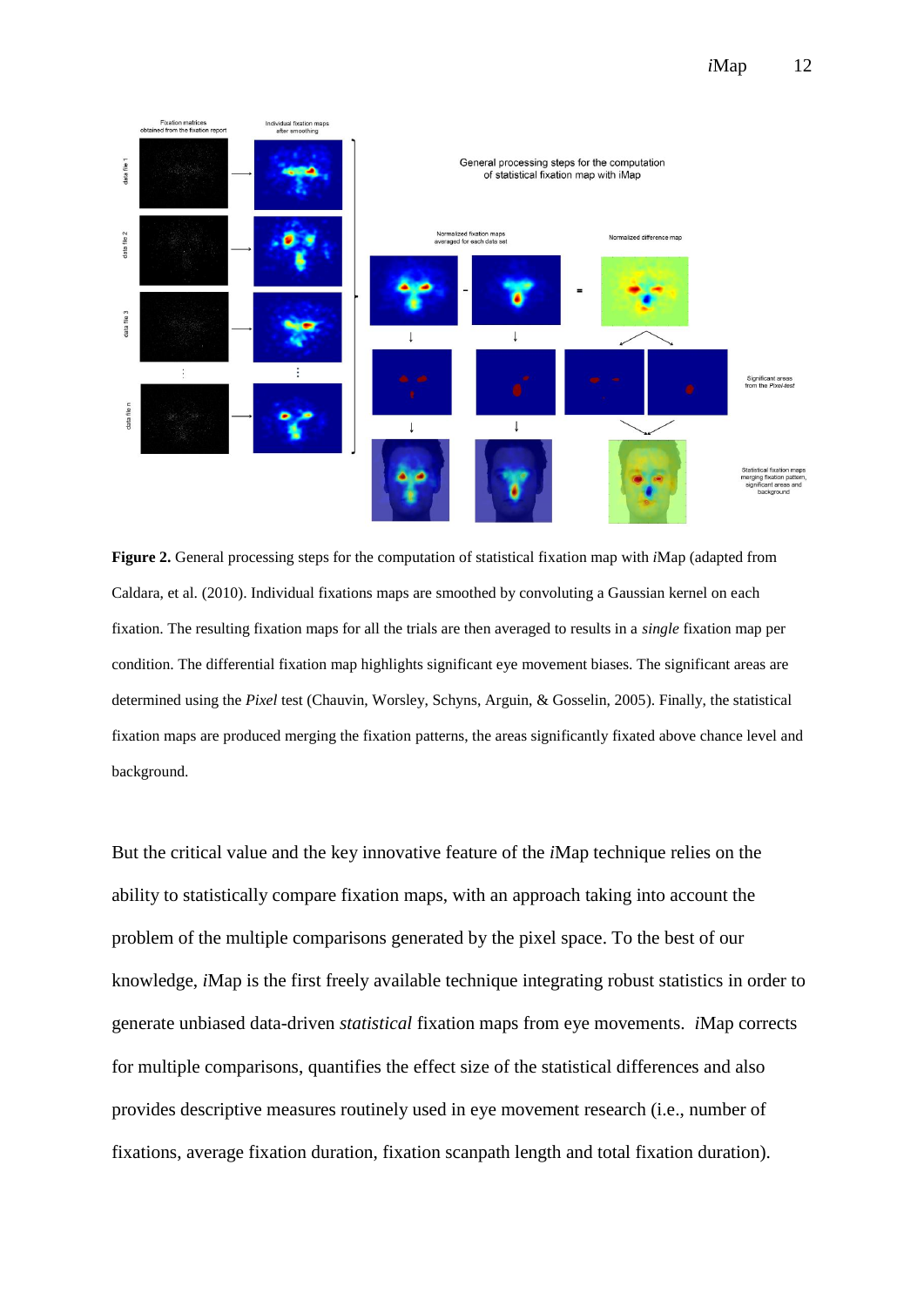Fixation matrices obtained from the fixation report

Individual fixation maps after smoothing

data file 1

data file 2

data file 3

data file n

General processing steps for the computation of statistical fixation map with iMap

Normalized fixation maps averaged for each data set

Normalized difference map

Significant areas from the *Pixel-test*

Statistical fixation maps merging fixation pattern, significant areas and background

**Figure 2.** General processing steps for the computation of statistical fixation map with *i*Map (adapted from Caldara, et al. (2010). Individual fixations maps are smoothed by convoluting a Gaussian kernel on each fixation. The resulting fixation maps for all the trials are then averaged to results in a *single* fixation map per condition. The differential fixation map highlights significant eye movement biases. The significant areas are determined using the *Pixel* test (Chauvin, Worsley, Schyns, Arguin, & Gosselin, 2005). Finally, the statistical fixation maps are produced merging the fixation patterns, the areas significantly fixated above chance level and background.

But the critical value and the key innovative feature of the *i*Map technique relies on the ability to statistically compare fixation maps, with an approach taking into account the problem of the multiple comparisons generated by the pixel space. To the best of our knowledge, *i*Map is the first freely available technique integrating robust statistics in order to generate unbiased data-driven *statistical* fixation maps from eye movements. *i*Map corrects for multiple comparisons, quantifies the effect size of the statistical differences and also provides descriptive measures routinely used in eye movement research (i.e., number of fixations, average fixation duration, fixation scanpath length and total fixation duration).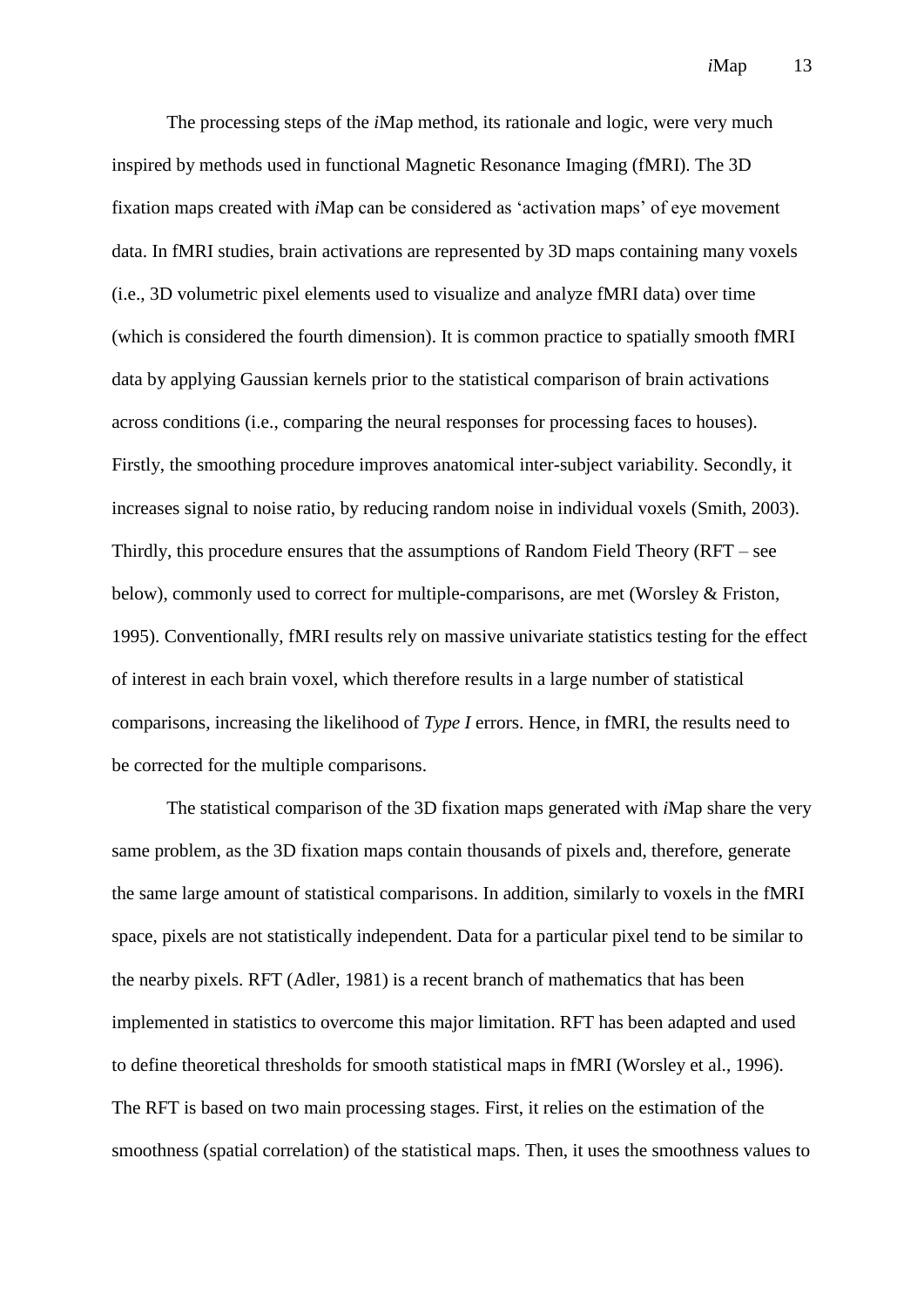The processing steps of the *i*Map method, its rationale and logic, were very much inspired by methods used in functional Magnetic Resonance Imaging (fMRI). The 3D fixation maps created with *i*Map can be considered as 'activation maps' of eye movement data. In fMRI studies, brain activations are represented by 3D maps containing many voxels (i.e., 3D volumetric pixel elements used to visualize and analyze fMRI data) over time (which is considered the fourth dimension). It is common practice to spatially smooth fMRI data by applying Gaussian kernels prior to the statistical comparison of brain activations across conditions (i.e., comparing the neural responses for processing faces to houses). Firstly, the smoothing procedure improves anatomical inter-subject variability. Secondly, it increases signal to noise ratio, by reducing random noise in individual voxels (Smith, 2003). Thirdly, this procedure ensures that the assumptions of Random Field Theory (RFT – see below), commonly used to correct for multiple-comparisons, are met (Worsley & Friston, 1995). Conventionally, fMRI results rely on massive univariate statistics testing for the effect of interest in each brain voxel, which therefore results in a large number of statistical comparisons, increasing the likelihood of *Type I* errors. Hence, in fMRI, the results need to be corrected for the multiple comparisons.

The statistical comparison of the 3D fixation maps generated with *i*Map share the very same problem, as the 3D fixation maps contain thousands of pixels and, therefore, generate the same large amount of statistical comparisons. In addition, similarly to voxels in the fMRI space, pixels are not statistically independent. Data for a particular pixel tend to be similar to the nearby pixels. RFT (Adler, 1981) is a recent branch of mathematics that has been implemented in statistics to overcome this major limitation. RFT has been adapted and used to define theoretical thresholds for smooth statistical maps in fMRI (Worsley et al., 1996). The RFT is based on two main processing stages. First, it relies on the estimation of the smoothness (spatial correlation) of the statistical maps. Then, it uses the smoothness values to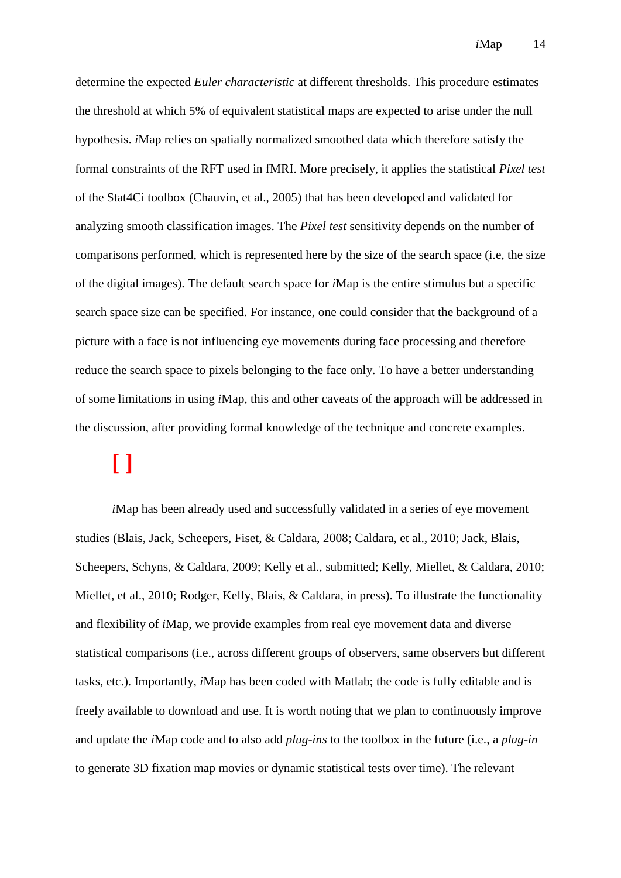determine the expected *Euler characteristic* at different thresholds. This procedure estimates the threshold at which 5% of equivalent statistical maps are expected to arise under the null hypothesis. *i*Map relies on spatially normalized smoothed data which therefore satisfy the formal constraints of the RFT used in fMRI. More precisely, it applies the statistical *Pixel test* of the Stat4Ci toolbox (Chauvin, et al., 2005) that has been developed and validated for analyzing smooth classification images. The *Pixel test* sensitivity depends on the number of comparisons performed, which is represented here by the size of the search space (i.e, the size of the digital images). The default search space for *i*Map is the entire stimulus but a specific search space size can be specified. For instance, one could consider that the background of a picture with a face is not influencing eye movements during face processing and therefore reduce the search space to pixels belonging to the face only. To have a better understanding of some limitations in using *i*Map, this and other caveats of the approach will be addressed in the discussion, after providing formal knowledge of the technique and concrete examples.

**[ ]**

*i*Map has been already used and successfully validated in a series of eye movement studies (Blais, Jack, Scheepers, Fiset, & Caldara, 2008; Caldara, et al., 2010; Jack, Blais, Scheepers, Schyns, & Caldara, 2009; Kelly et al., submitted; Kelly, Miellet, & Caldara, 2010; Miellet, et al., 2010; Rodger, Kelly, Blais, & Caldara, in press). To illustrate the functionality and flexibility of *i*Map, we provide examples from real eye movement data and diverse statistical comparisons (i.e., across different groups of observers, same observers but different tasks, etc.). Importantly, *i*Map has been coded with Matlab; the code is fully editable and is freely available to download and use. It is worth noting that we plan to continuously improve and update the *i*Map code and to also add *plug-ins* to the toolbox in the future (i.e., a *plug-in* to generate 3D fixation map movies or dynamic statistical tests over time). The relevant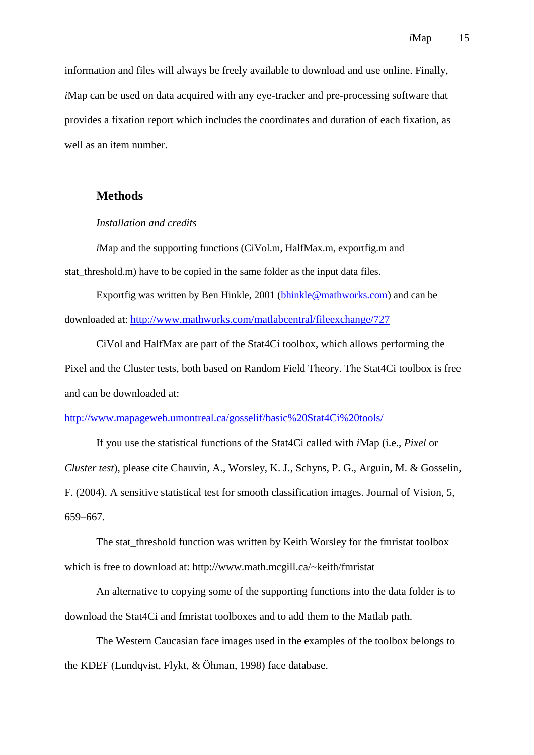information and files will always be freely available to download and use online. Finally, *i*Map can be used on data acquired with any eye-tracker and pre-processing software that provides a fixation report which includes the coordinates and duration of each fixation, as well as an item number.

## Methods

*Installation and credits*

*i*Map and the supporting functions (CiVol.m, HalfMax.m, exportfig.m and stat_threshold.m) have to be copied in the same folder as the input data files.

Exportfig was written by Ben Hinkle, 2001 ([bhinkle@mathworks.com](mailto:bhinkle@mathworks.com)) and can be downloaded at: [http://www.mathworks.com/matlabcentral/fileexchange/727](http://www.mathworks.com/matlabcentral/fileexchange/727)

CiVol and HalfMax are part of the Stat4Ci toolbox, which allows performing the Pixel and the Cluster tests, both based on Random Field Theory. The Stat4Ci toolbox is free and can be downloaded at:

[http://www.mapageweb.umontreal.ca/gosselif/basic%20Stat4Ci%20tools/](http://www.mapageweb.umontreal.ca/gosselif/basic%20Stat4Ci%20tools/)

If you use the statistical functions of the Stat4Ci called with *i*Map (i.e., *Pixel* or *Cluster test*), please cite Chauvin, A., Worsley, K. J., Schyns, P. G., Arguin, M. & Gosselin, F. (2004). A sensitive statistical test for smooth classification images. Journal of Vision, 5, 659–667.

The stat_threshold function was written by Keith Worsley for the fmristat toolbox which is free to download at: http://www.math.mcgill.ca/~keith/fmristat

An alternative to copying some of the supporting functions into the data folder is to download the Stat4Ci and fmristat toolboxes and to add them to the Matlab path.

The Western Caucasian face images used in the examples of the toolbox belongs to the KDEF (Lundqvist, Flykt, & Öhman, 1998) face database.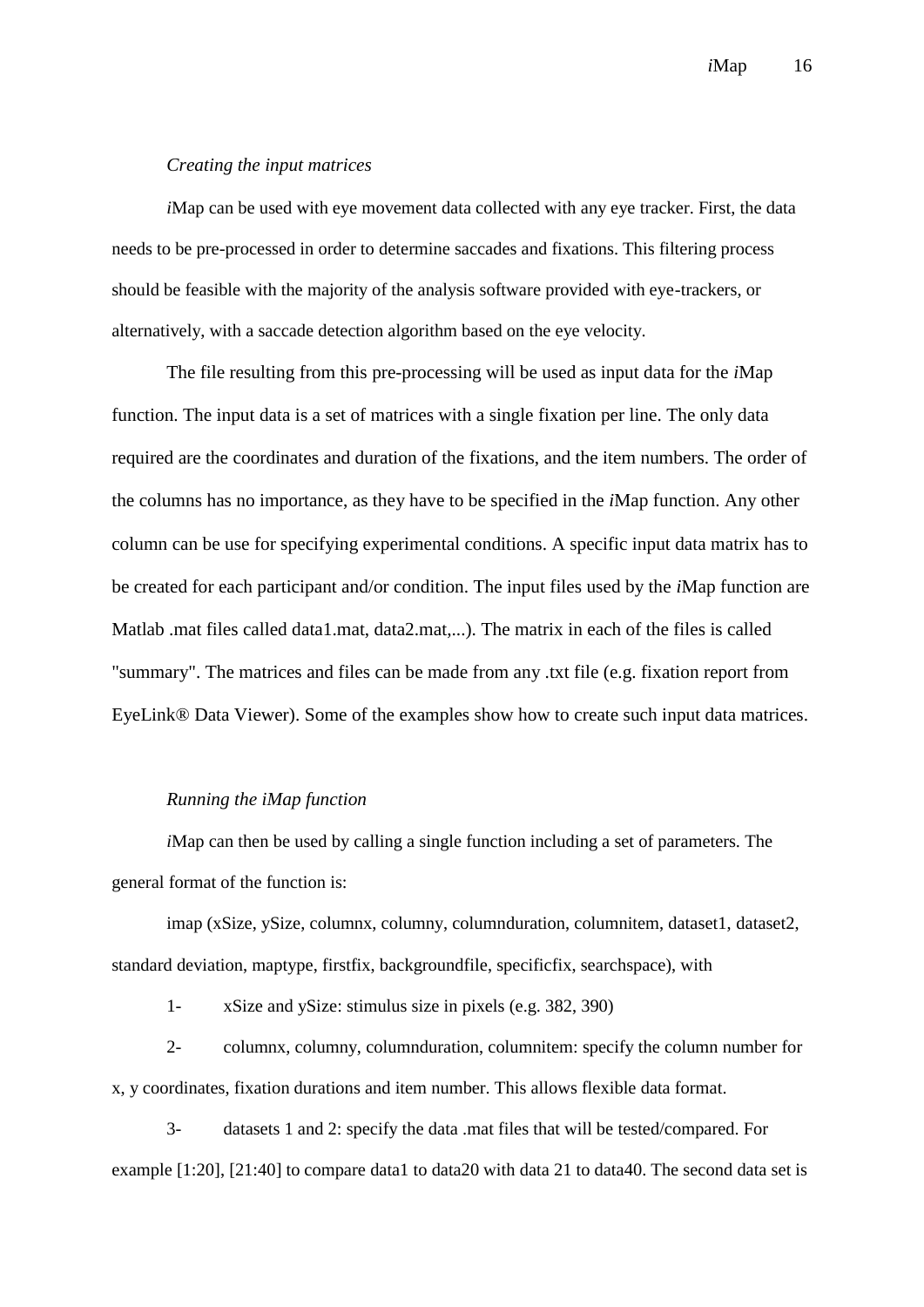### *Creating the input matrices*

*i*Map can be used with eye movement data collected with any eye tracker. First, the data needs to be pre-processed in order to determine saccades and fixations. This filtering process should be feasible with the majority of the analysis software provided with eye-trackers, or alternatively, with a saccade detection algorithm based on the eye velocity.

The file resulting from this pre-processing will be used as input data for the *i*Map function. The input data is a set of matrices with a single fixation per line. The only data required are the coordinates and duration of the fixations, and the item numbers. The order of the columns has no importance, as they have to be specified in the *i*Map function. Any other column can be use for specifying experimental conditions. A specific input data matrix has to be created for each participant and/or condition. The input files used by the *i*Map function are Matlab .mat files called data1.mat, data2.mat,...). The matrix in each of the files is called "summary". The matrices and files can be made from any .txt file (e.g. fixation report from EyeLink® Data Viewer). Some of the examples show how to create such input data matrices.

### *Running the iMap function*

*i*Map can then be used by calling a single function including a set of parameters. The general format of the function is:

imap (xSize, ySize, columnx, columny, columnduration, columnitem, dataset1, dataset2, standard deviation, maptype, firstfix, backgroundfile, specificfix, searchspace), with

1- xSize and ySize: stimulus size in pixels (e.g. 382, 390)

2- columnx, columny, columnduration, columnitem: specify the column number for x, y coordinates, fixation durations and item number. This allows flexible data format.

3- datasets 1 and 2: specify the data .mat files that will be tested/compared. For example [1:20], [21:40] to compare data1 to data20 with data 21 to data40. The second data set is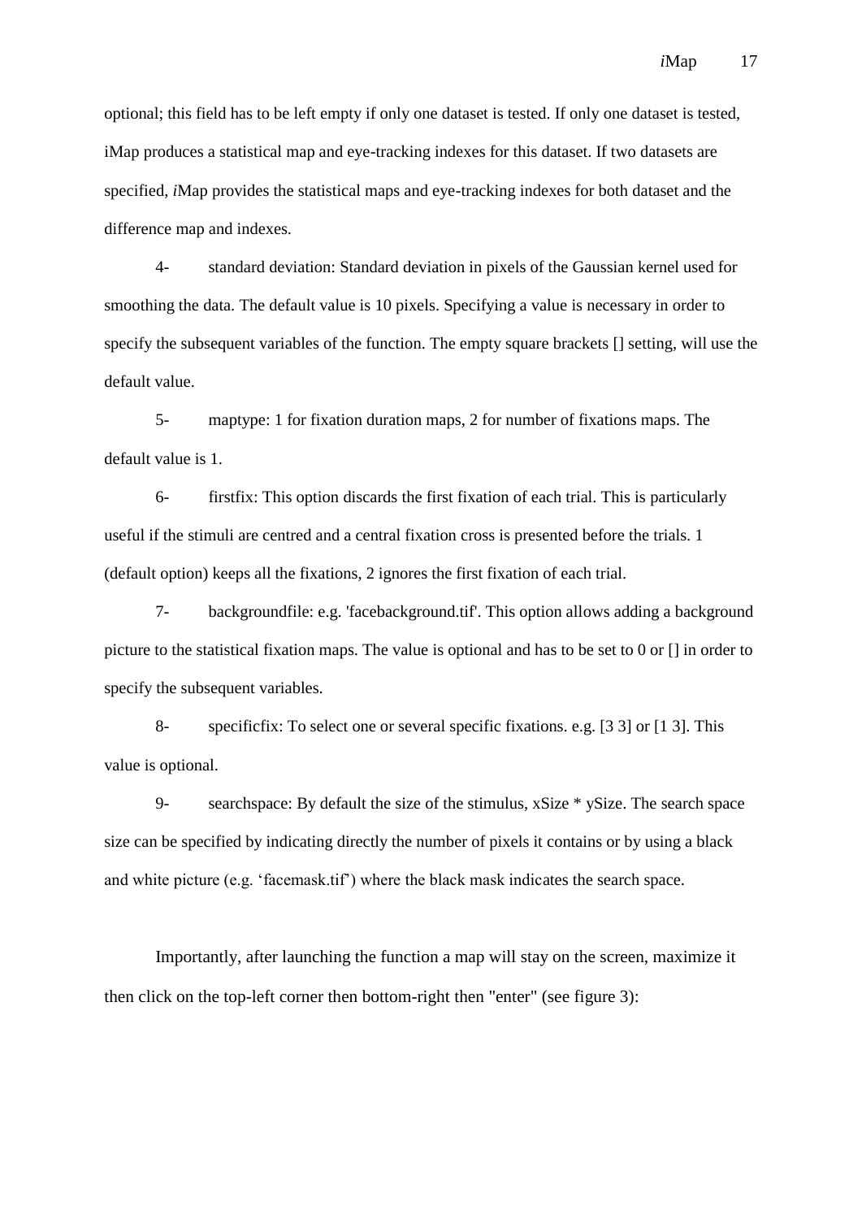optional; this field has to be left empty if only one dataset is tested. If only one dataset is tested, iMap produces a statistical map and eye-tracking indexes for this dataset. If two datasets are specified, *i*Map provides the statistical maps and eye-tracking indexes for both dataset and the difference map and indexes.

4- standard deviation: Standard deviation in pixels of the Gaussian kernel used for smoothing the data. The default value is 10 pixels. Specifying a value is necessary in order to specify the subsequent variables of the function. The empty square brackets [] setting, will use the default value.

5- maptype: 1 for fixation duration maps, 2 for number of fixations maps. The default value is 1.

6- firstfix: This option discards the first fixation of each trial. This is particularly useful if the stimuli are centred and a central fixation cross is presented before the trials. 1 (default option) keeps all the fixations, 2 ignores the first fixation of each trial.

7- backgroundfile: e.g. 'facebackground.tif'. This option allows adding a background picture to the statistical fixation maps. The value is optional and has to be set to 0 or [] in order to specify the subsequent variables.

8- specificfix: To select one or several specific fixations. e.g. [3 3] or [1 3]. This value is optional.

9- searchspace: By default the size of the stimulus, xSize * ySize. The search space size can be specified by indicating directly the number of pixels it contains or by using a black and white picture (e.g. 'facemask.tif') where the black mask indicates the search space.

Importantly, after launching the function a map will stay on the screen, maximize it then click on the top-left corner then bottom-right then "enter" (see figure 3):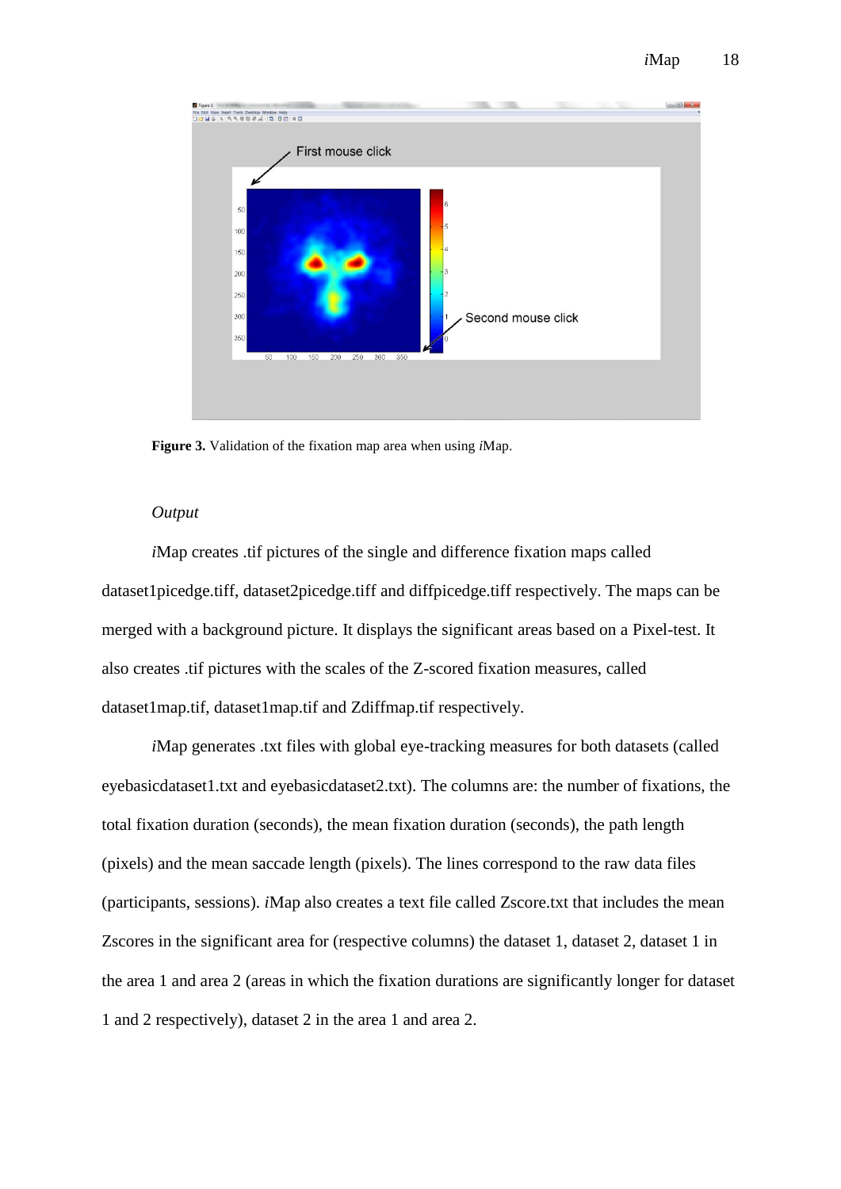First mouse click

50
100
150
200
250
300
350

50 100 150 200 250 300 350

6
5
4
3
2
1
0

Second mouse click

**Figure 3.** Validation of the fixation map area when using *i*Map.

*Output*

*i*Map creates .tif pictures of the single and difference fixation maps called dataset1picedge.tiff, dataset2picedge.tiff and diffpicedge.tiff respectively. The maps can be merged with a background picture. It displays the significant areas based on a Pixel-test. It also creates .tif pictures with the scales of the Z-scored fixation measures, called dataset1map.tif, dataset1map.tif and Zdiffmap.tif respectively.

*i*Map generates .txt files with global eye-tracking measures for both datasets (called eyebasicdataset1.txt and eyebasicdataset2.txt). The columns are: the number of fixations, the total fixation duration (seconds), the mean fixation duration (seconds), the path length (pixels) and the mean saccade length (pixels). The lines correspond to the raw data files (participants, sessions). *i*Map also creates a text file called Zscore.txt that includes the mean Zscores in the significant area for (respective columns) the dataset 1, dataset 2, dataset 1 in the area 1 and area 2 (areas in which the fixation durations are significantly longer for dataset 1 and 2 respectively), dataset 2 in the area 1 and area 2.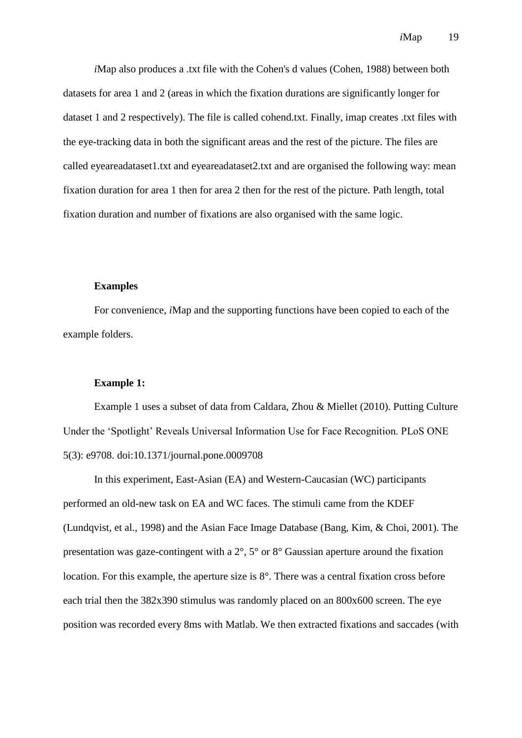*i*Map also produces a .txt file with the Cohen's d values (Cohen, 1988) between both datasets for area 1 and 2 (areas in which the fixation durations are significantly longer for dataset 1 and 2 respectively). The file is called cohend.txt. Finally, imap creates .txt files with the eye-tracking data in both the significant areas and the rest of the picture. The files are called eyeareadataset1.txt and eyeareadataset2.txt and are organised the following way: mean fixation duration for area 1 then for area 2 then for the rest of the picture. Path length, total fixation duration and number of fixations are also organised with the same logic.

**Examples**

For convenience, *i*Map and the supporting functions have been copied to each of the example folders.

**Example 1:**

Example 1 uses a subset of data from Caldara, Zhou & Miellet (2010). Putting Culture Under the 'Spotlight' Reveals Universal Information Use for Face Recognition. PLoS ONE 5(3): e9708. doi:10.1371/journal.pone.0009708

In this experiment, East-Asian (EA) and Western-Caucasian (WC) participants performed an old-new task on EA and WC faces. The stimuli came from the KDEF (Lundqvist, et al., 1998) and the Asian Face Image Database (Bang, Kim, & Choi, 2001). The presentation was gaze-contingent with a 2°, 5° or 8° Gaussian aperture around the fixation location. For this example, the aperture size is 8°. There was a central fixation cross before each trial then the 382x390 stimulus was randomly placed on an 800x600 screen. The eye position was recorded every 8ms with Matlab. We then extracted fixations and saccades (with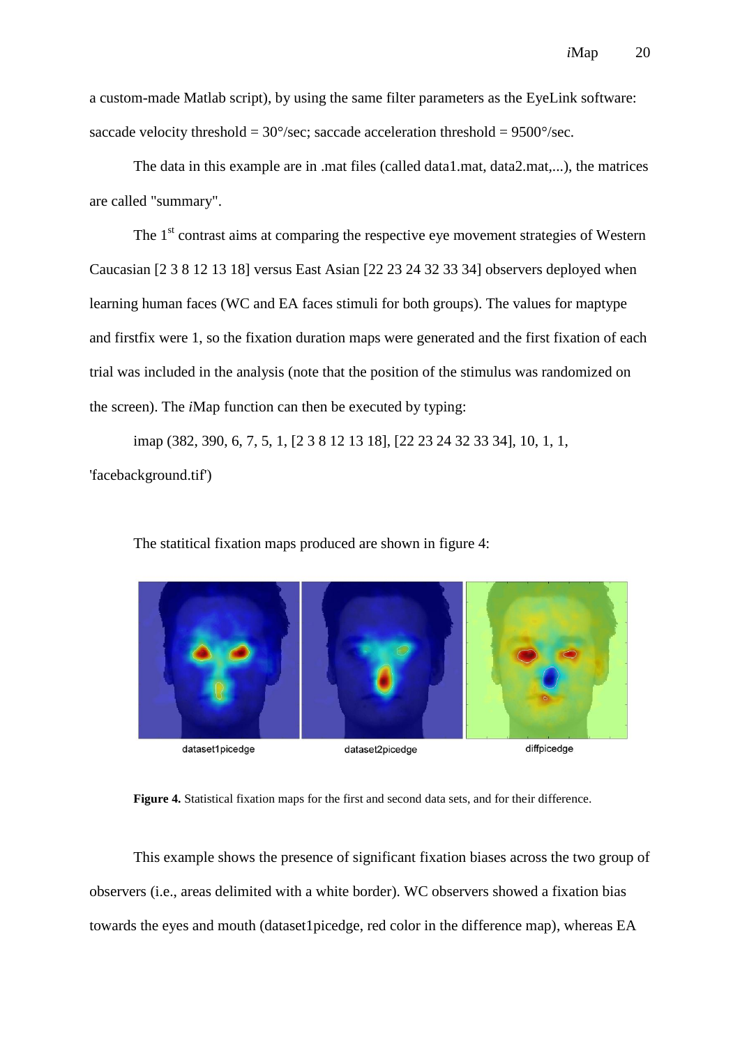a custom-made Matlab script), by using the same filter parameters as the EyeLink software: saccade velocity threshold = 30°/sec; saccade acceleration threshold = 9500°/sec.

The data in this example are in .mat files (called data1.mat, data2.mat,...), the matrices are called "summary".

The 1st contrast aims at comparing the respective eye movement strategies of Western Caucasian [2 3 8 12 13 18] versus East Asian [22 23 24 32 33 34] observers deployed when learning human faces (WC and EA faces stimuli for both groups). The values for maptype and firstfix were 1, so the fixation duration maps were generated and the first fixation of each trial was included in the analysis (note that the position of the stimulus was randomized on the screen). The *i*Map function can then be executed by typing:

```
imap (382, 390, 6, 7, 5, 1, [2 3 8 12 13 18], [22 23 24 32 33 34], 10, 1, 1,
'facebackground.tif')
```

The statitical fixation maps produced are shown in figure 4:

dataset1picedge

dataset2picedge

diffpicedge

**Figure 4.** Statistical fixation maps for the first and second data sets, and for their difference.

This example shows the presence of significant fixation biases across the two group of observers (i.e., areas delimited with a white border). WC observers showed a fixation bias towards the eyes and mouth (dataset1picedge, red color in the difference map), whereas EA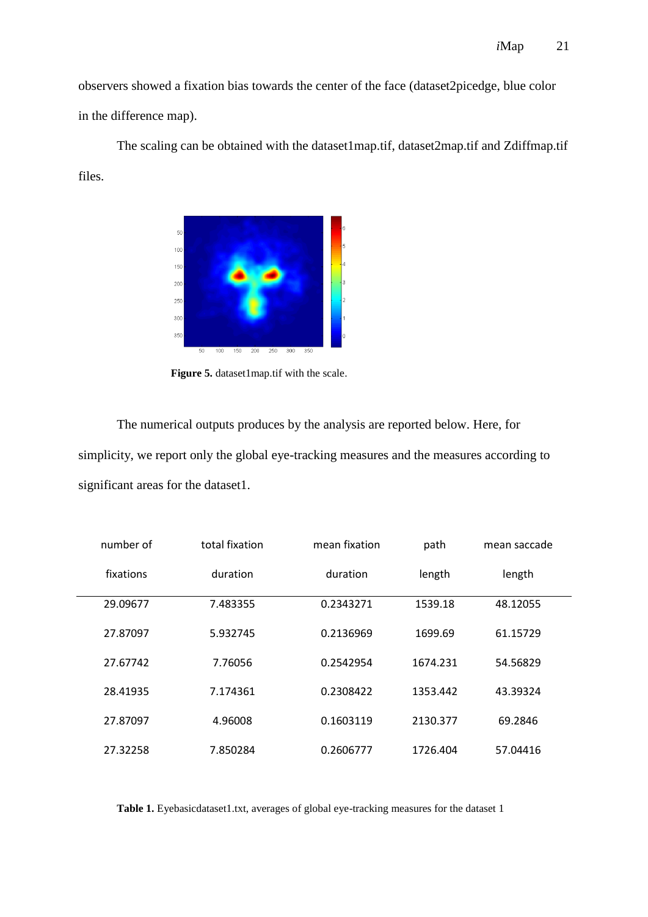observers showed a fixation bias towards the center of the face (dataset2picedge, blue color in the difference map).

The scaling can be obtained with the dataset1map.tif, dataset2map.tif and Zdiffmap.tif files.

50
100
150
200
250
300
350

50 100 150 200 250 300 350

6
5
4
3
2
1
0

**Figure 5.** dataset1map.tif with the scale.

The numerical outputs produces by the analysis are reported below. Here, for simplicity, we report only the global eye-tracking measures and the measures according to significant areas for the dataset1.

| number of fixations | total fixation duration | mean fixation duration | path length | mean saccade length |
|---|---|---|---|---|
| 29.09677 | 7.483355 | 0.2343271 | 1539.18 | 48.12055 |
| 27.87097 | 5.932745 | 0.2136969 | 1699.69 | 61.15729 |
| 27.67742 | 7.76056 | 0.2542954 | 1674.231 | 54.56829 |
| 28.41935 | 7.174361 | 0.2308422 | 1353.442 | 43.39324 |
| 27.87097 | 4.96008 | 0.1603119 | 2130.377 | 69.2846 |
| 27.32258 | 7.850284 | 0.2606777 | 1726.404 | 57.04416 |

**Table 1.** Eyebasicdataset1.txt, averages of global eye-tracking measures for the dataset 1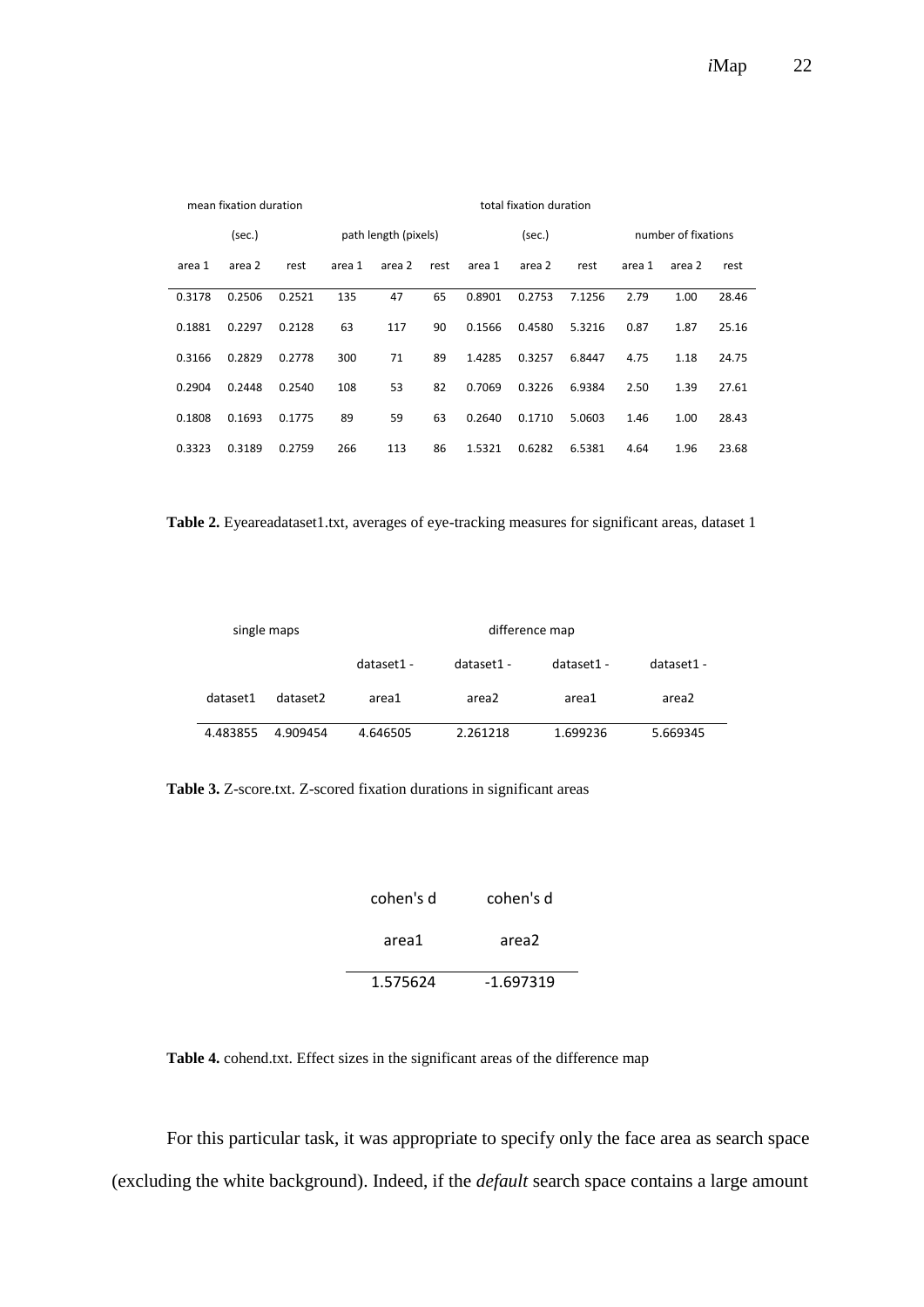| mean fixation duration (sec.) | | | path length (pixels) | | | total fixation duration (sec.) | | | number of fixations | | |
|---|---|---|---|---|---|---|---|---|---|---|---|
| area 1 | area 2 | rest | area 1 | area 2 | rest | area 1 | area 2 | rest | area 1 | area 2 | rest |
| 0.3178 | 0.2506 | 0.2521 | 135 | 47 | 65 | 0.8901 | 0.2753 | 7.1256 | 2.79 | 1.00 | 28.46 |
| 0.1881 | 0.2297 | 0.2128 | 63 | 117 | 90 | 0.1566 | 0.4580 | 5.3216 | 0.87 | 1.87 | 25.16 |
| 0.3166 | 0.2829 | 0.2778 | 300 | 71 | 89 | 1.4285 | 0.3257 | 6.8447 | 4.75 | 1.18 | 24.75 |
| 0.2904 | 0.2448 | 0.2540 | 108 | 53 | 82 | 0.7069 | 0.3226 | 6.9384 | 2.50 | 1.39 | 27.61 |
| 0.1808 | 0.1693 | 0.1775 | 89 | 59 | 63 | 0.2640 | 0.1710 | 5.0603 | 1.46 | 1.00 | 28.43 |
| 0.3323 | 0.3189 | 0.2759 | 266 | 113 | 86 | 1.5321 | 0.6282 | 6.5381 | 4.64 | 1.96 | 23.68 |

**Table 2.** Eyeareadataset1.txt, averages of eye-tracking measures for significant areas, dataset 1

| single maps | | difference map | | | |
|---|---|---|---|---|---|
| dataset1 | dataset2 | dataset1 - area1 | dataset1 - area2 | dataset1 - area1 | dataset1 - area2 |
| 4.483855 | 4.909454 | 4.646505 | 2.261218 | 1.699236 | 5.669345 |

**Table 3.** Z-score.txt. Z-scored fixation durations in significant areas

| cohen's d area1 | cohen's d area2 |
|---|---|
| 1.575624 | -1.697319 |

**Table 4.** cohend.txt. Effect sizes in the significant areas of the difference map

For this particular task, it was appropriate to specify only the face area as search space (excluding the white background). Indeed, if the *default* search space contains a large amount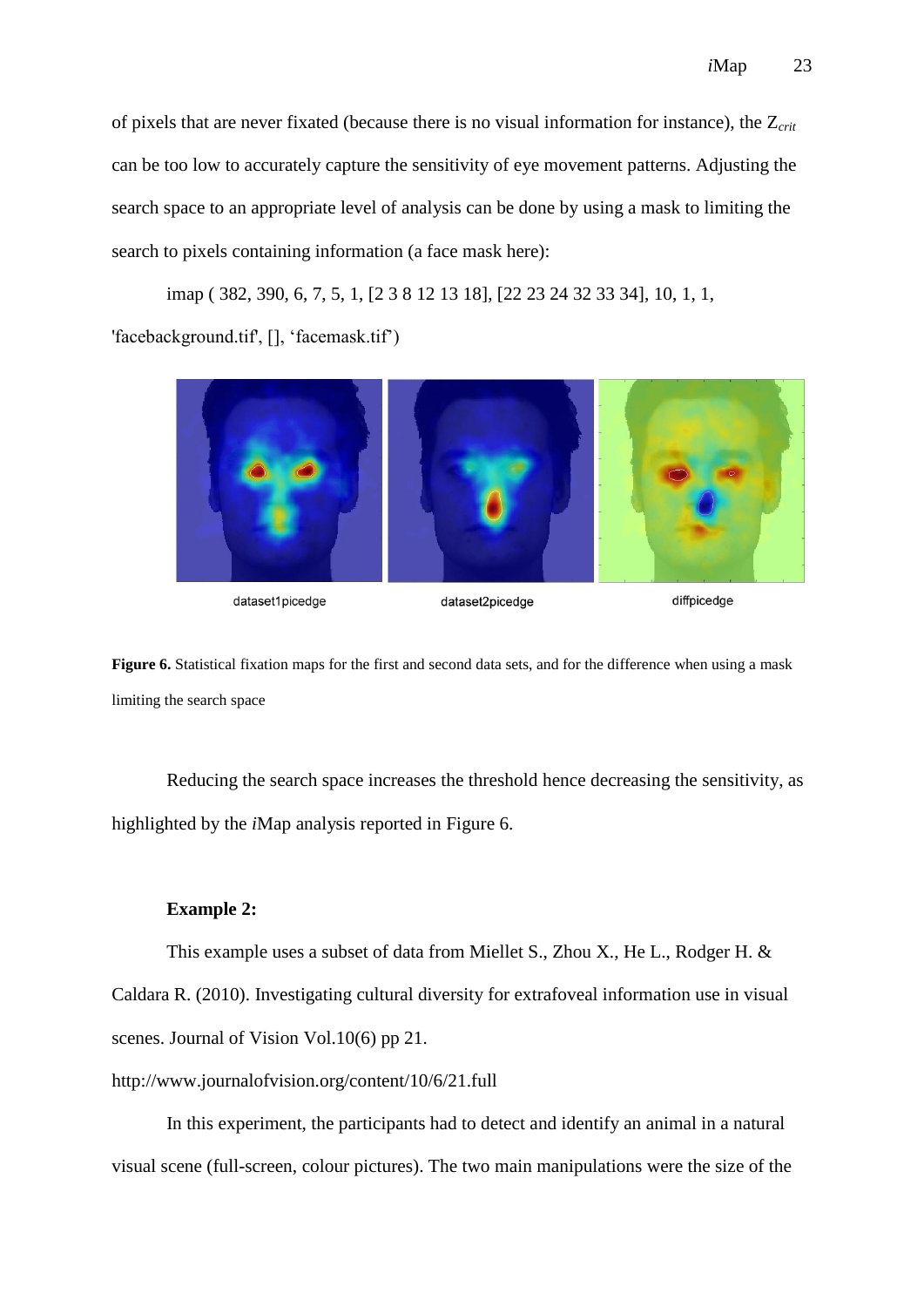of pixels that are never fixated (because there is no visual information for instance), the $Z_{crit}$ can be too low to accurately capture the sensitivity of eye movement patterns. Adjusting the search space to an appropriate level of analysis can be done by using a mask to limiting the search to pixels containing information (a face mask here):

imap ( 382, 390, 6, 7, 5, 1, [2 3 8 12 13 18], [22 23 24 32 33 34], 10, 1, 1, 'facebackground.tif', [], 'facemask.tif')

dataset1picedge

dataset2picedge

diffpicedge

**Figure 6.** Statistical fixation maps for the first and second data sets, and for the difference when using a mask limiting the search space

Reducing the search space increases the threshold hence decreasing the sensitivity, as highlighted by the *i*Map analysis reported in Figure 6.

**Example 2:**

This example uses a subset of data from Miellet S., Zhou X., He L., Rodger H. & Caldara R. (2010). Investigating cultural diversity for extrafoveal information use in visual scenes. Journal of Vision Vol.10(6) pp 21.

http://www.journalofvision.org/content/10/6/21.full

In this experiment, the participants had to detect and identify an animal in a natural visual scene (full-screen, colour pictures). The two main manipulations were the size of the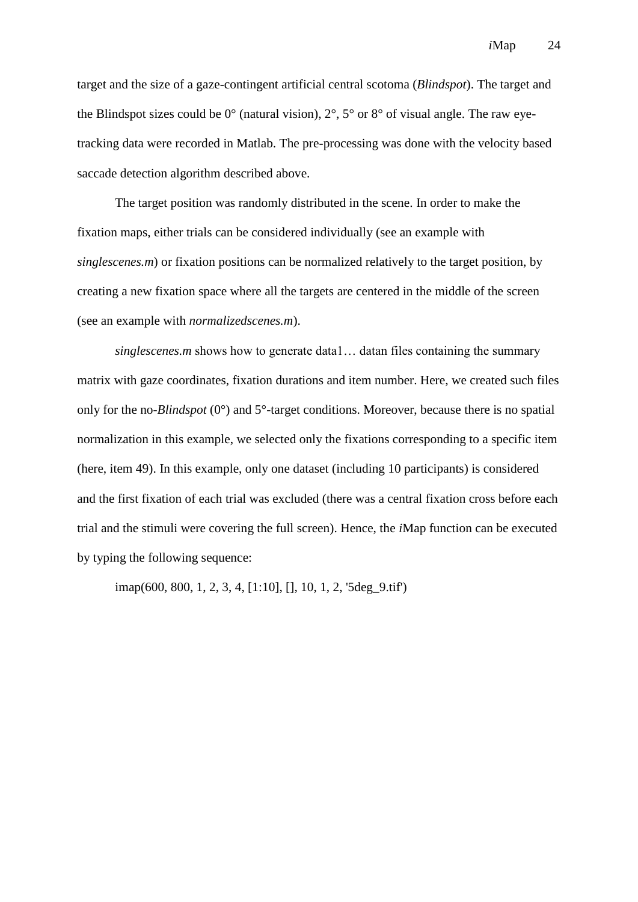target and the size of a gaze-contingent artificial central scotoma (*Blindspot*). The target and the Blindspot sizes could be 0° (natural vision), 2°, 5° or 8° of visual angle. The raw eye-tracking data were recorded in Matlab. The pre-processing was done with the velocity based saccade detection algorithm described above.

The target position was randomly distributed in the scene. In order to make the fixation maps, either trials can be considered individually (see an example with *singlescenes.m*) or fixation positions can be normalized relatively to the target position, by creating a new fixation space where all the targets are centered in the middle of the screen (see an example with *normalizedscenes.m*).

*singlescenes.m* shows how to generate data1… datan files containing the summary matrix with gaze coordinates, fixation durations and item number. Here, we created such files only for the no-*Blindspot* (0°) and 5°-target conditions. Moreover, because there is no spatial normalization in this example, we selected only the fixations corresponding to a specific item (here, item 49). In this example, only one dataset (including 10 participants) is considered and the first fixation of each trial was excluded (there was a central fixation cross before each trial and the stimuli were covering the full screen). Hence, the *i*Map function can be executed by typing the following sequence:

```
imap(600, 800, 1, 2, 3, 4, [1:10], [], 10, 1, 2, '5deg_9.tif')
```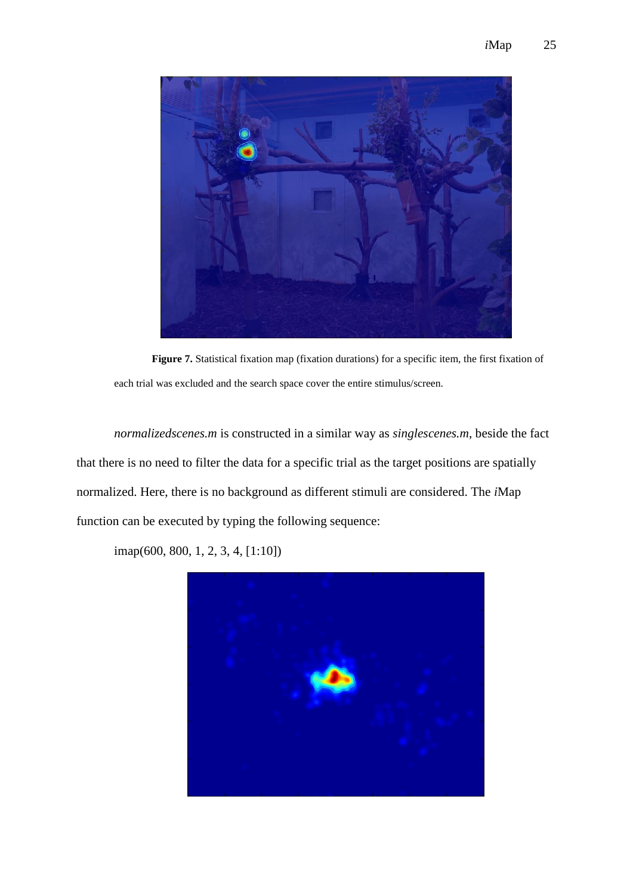**Figure 7.** Statistical fixation map (fixation durations) for a specific item, the first fixation of each trial was excluded and the search space cover the entire stimulus/screen.

*normalizedscenes.m* is constructed in a similar way as *singlescenes.m*, beside the fact that there is no need to filter the data for a specific trial as the target positions are spatially normalized. Here, there is no background as different stimuli are considered. The *i*Map function can be executed by typing the following sequence:

```
imap(600, 800, 1, 2, 3, 4, [1:10])
```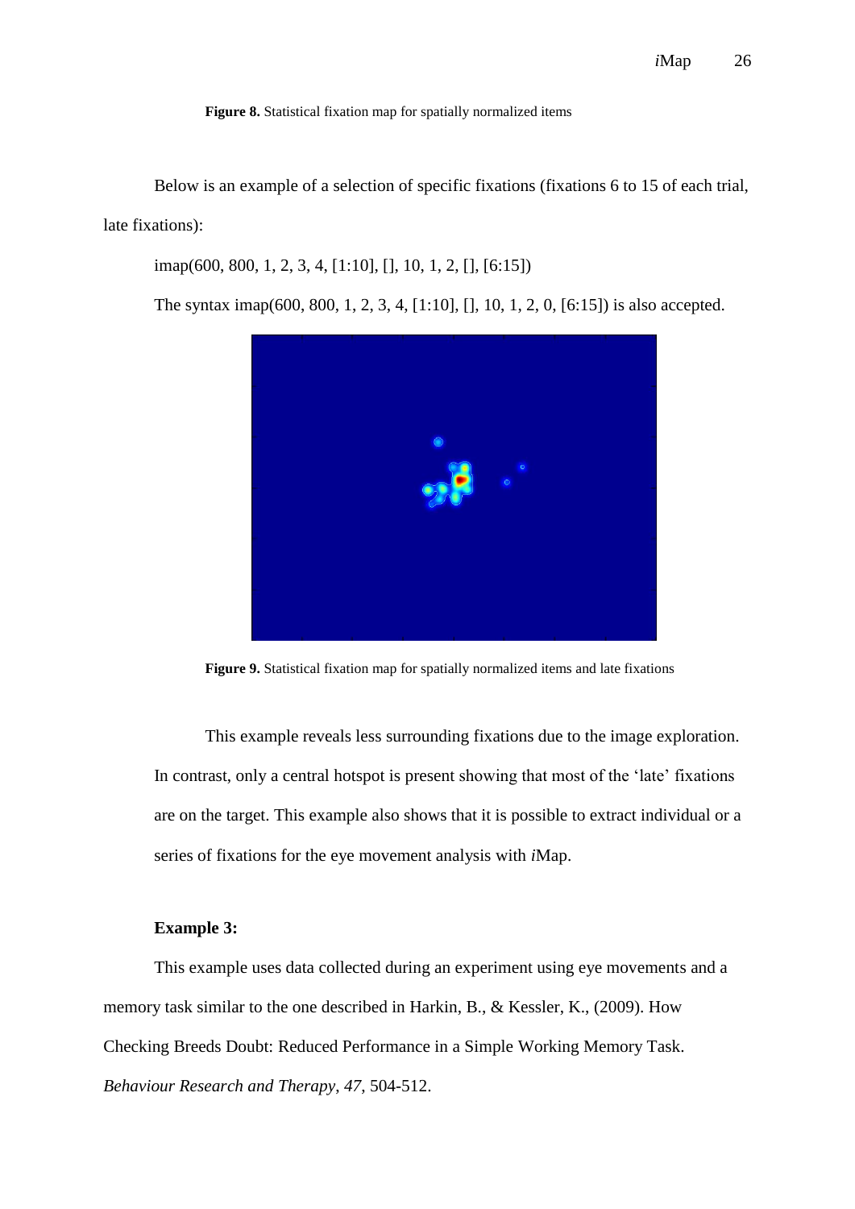**Figure 8.** Statistical fixation map for spatially normalized items

Below is an example of a selection of specific fixations (fixations 6 to 15 of each trial, late fixations):

imap(600, 800, 1, 2, 3, 4, [1:10], [], 10, 1, 2, [], [6:15])

The syntax imap(600, 800, 1, 2, 3, 4, [1:10], [], 10, 1, 2, 0, [6:15]) is also accepted.

**Figure 9.** Statistical fixation map for spatially normalized items and late fixations

This example reveals less surrounding fixations due to the image exploration. In contrast, only a central hotspot is present showing that most of the 'late' fixations are on the target. This example also shows that it is possible to extract individual or a series of fixations for the eye movement analysis with *i*Map.

**Example 3:**

This example uses data collected during an experiment using eye movements and a memory task similar to the one described in Harkin, B., & Kessler, K., (2009). How Checking Breeds Doubt: Reduced Performance in a Simple Working Memory Task. *Behaviour Research and Therapy*, *47*, 504-512.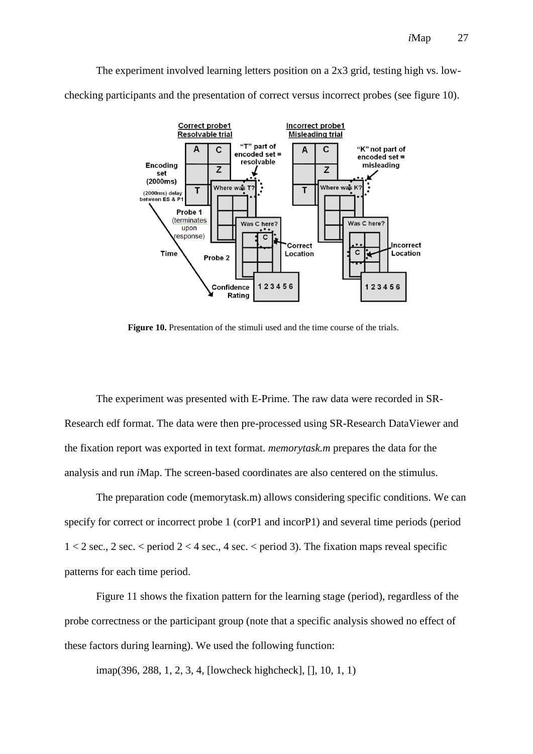The experiment involved learning letters position on a 2x3 grid, testing high vs. low-checking participants and the presentation of correct versus incorrect probes (see figure 10).

Correct probe1
Resolvable trial

Incorrect probe1
Misleading trial

Encoding set (2000ms)

(2000ms) delay between ES & P1

"T" part of encoded set = resolvable

"K" not part of encoded set = misleading

Where was T?

Where was K?

Probe 1 (terminates upon response)

Was C here?

Correct Location

Incorrect Location

Time

Probe 2

Confidence Rating

1 2 3 4 5 6

**Figure 10.** Presentation of the stimuli used and the time course of the trials.

The experiment was presented with E-Prime. The raw data were recorded in SR-Research edf format. The data were then pre-processed using SR-Research DataViewer and the fixation report was exported in text format. *memorytask.m* prepares the data for the analysis and run *i*Map. The screen-based coordinates are also centered on the stimulus.

The preparation code (memorytask.m) allows considering specific conditions. We can specify for correct or incorrect probe 1 (corP1 and incorP1) and several time periods (period 1 < 2 sec., 2 sec. < period 2 < 4 sec., 4 sec. < period 3). The fixation maps reveal specific patterns for each time period.

Figure 11 shows the fixation pattern for the learning stage (period), regardless of the probe correctness or the participant group (note that a specific analysis showed no effect of these factors during learning). We used the following function:

imap(396, 288, 1, 2, 3, 4, [lowcheck highcheck], [], 10, 1, 1)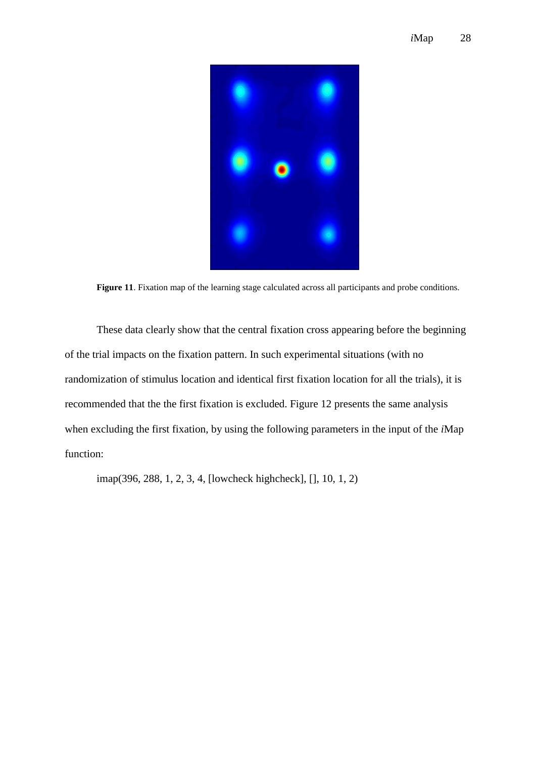**Figure 11**. Fixation map of the learning stage calculated across all participants and probe conditions.

These data clearly show that the central fixation cross appearing before the beginning of the trial impacts on the fixation pattern. In such experimental situations (with no randomization of stimulus location and identical first fixation location for all the trials), it is recommended that the the first fixation is excluded. Figure 12 presents the same analysis when excluding the first fixation, by using the following parameters in the input of the *i*Map function:

imap(396, 288, 1, 2, 3, 4, [lowcheck highcheck], [], 10, 1, 2)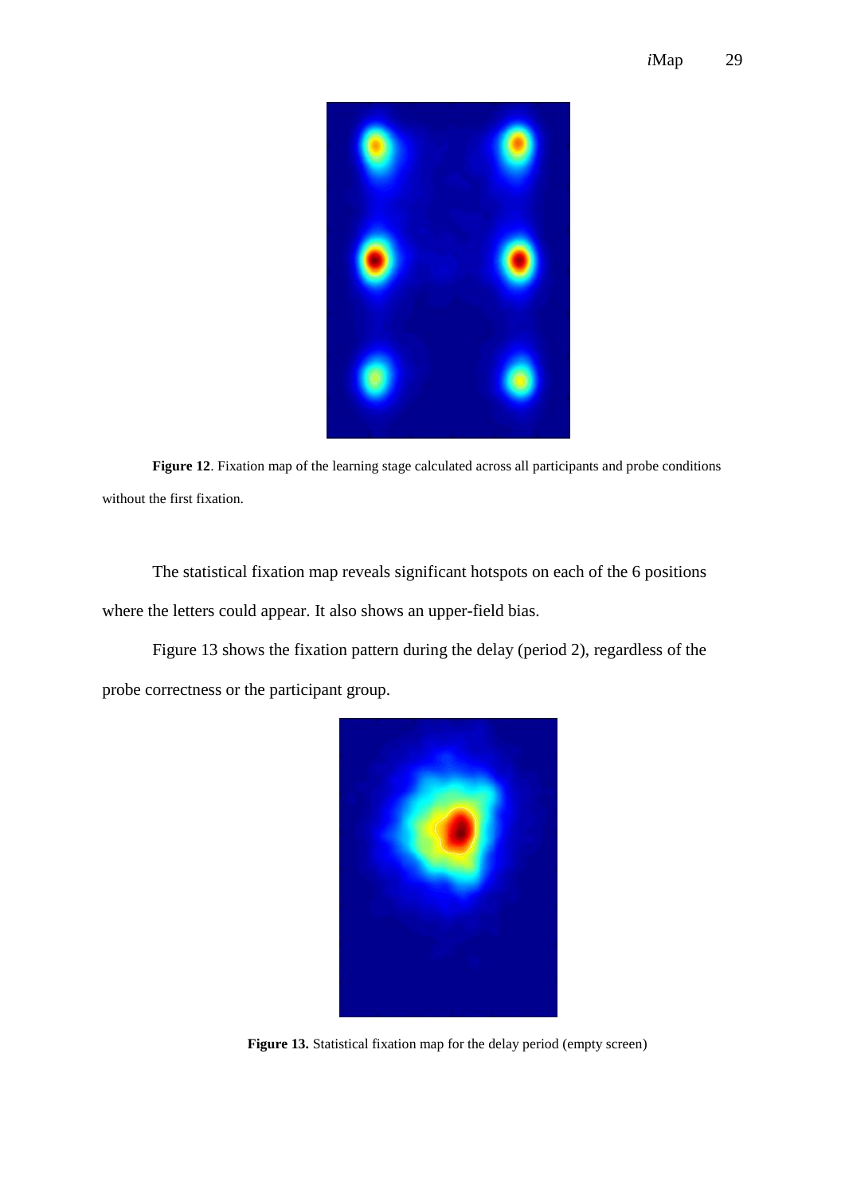**Figure 12**. Fixation map of the learning stage calculated across all participants and probe conditions without the first fixation.

The statistical fixation map reveals significant hotspots on each of the 6 positions where the letters could appear. It also shows an upper-field bias.

Figure 13 shows the fixation pattern during the delay (period 2), regardless of the probe correctness or the participant group.

**Figure 13.** Statistical fixation map for the delay period (empty screen)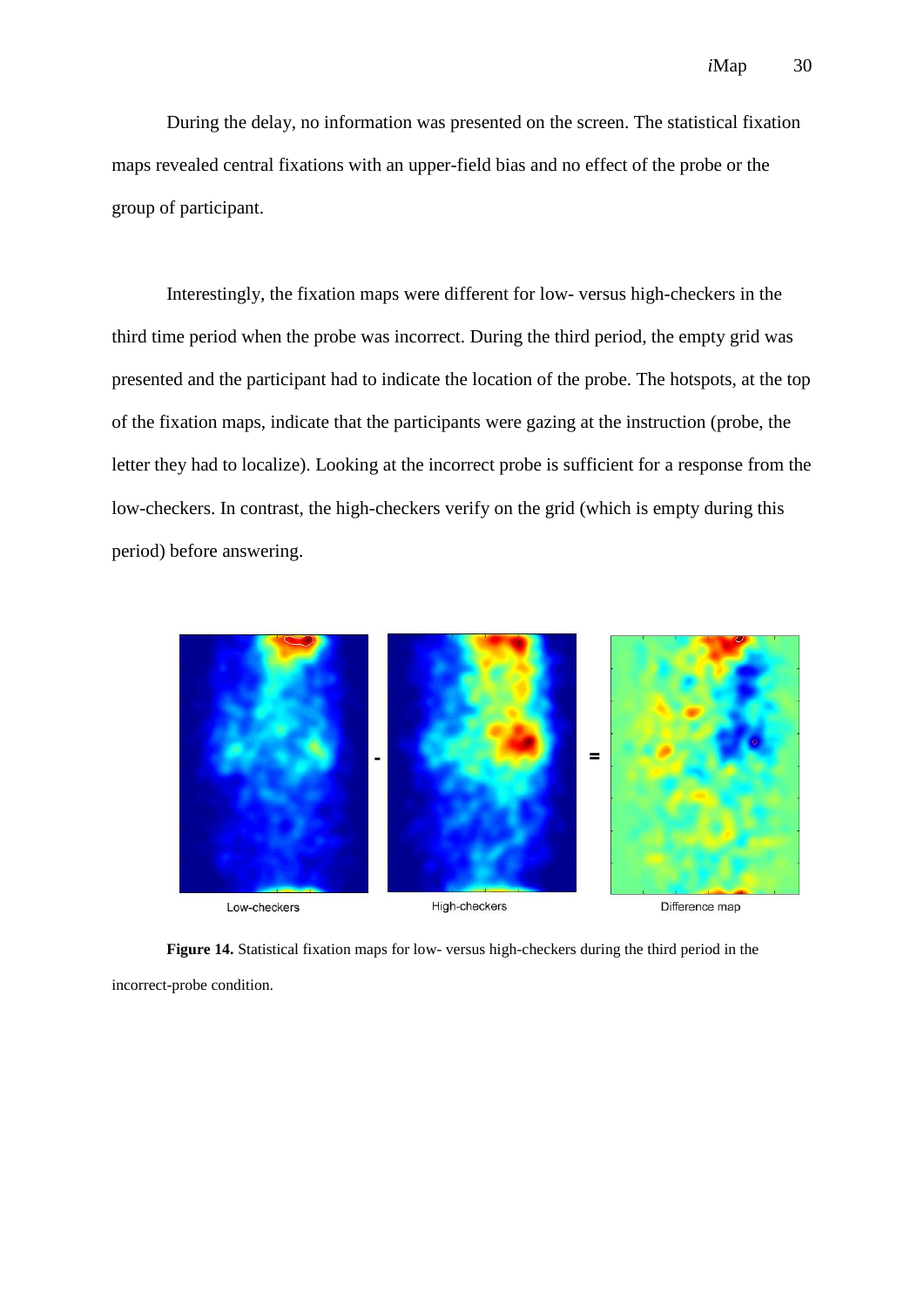During the delay, no information was presented on the screen. The statistical fixation maps revealed central fixations with an upper-field bias and no effect of the probe or the group of participant.

Interestingly, the fixation maps were different for low- versus high-checkers in the third time period when the probe was incorrect. During the third period, the empty grid was presented and the participant had to indicate the location of the probe. The hotspots, at the top of the fixation maps, indicate that the participants were gazing at the instruction (probe, the letter they had to localize). Looking at the incorrect probe is sufficient for a response from the low-checkers. In contrast, the high-checkers verify on the grid (which is empty during this period) before answering.

Low-checkers

-

High-checkers

=

Difference map

**Figure 14.** Statistical fixation maps for low- versus high-checkers during the third period in the incorrect-probe condition.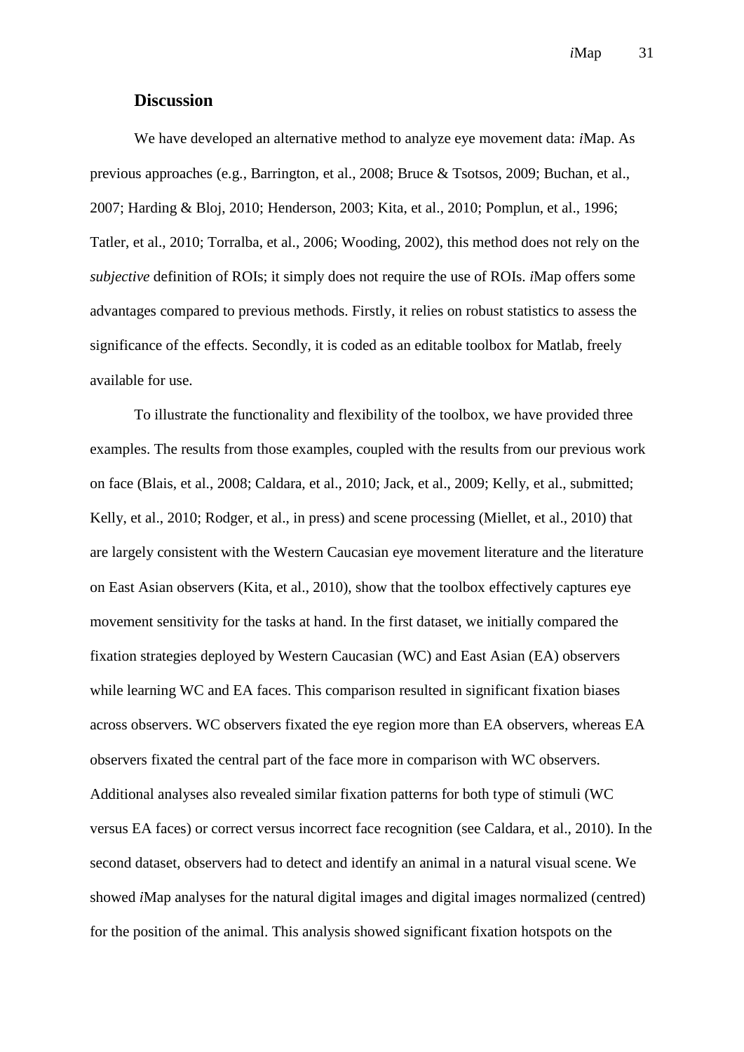## Discussion

We have developed an alternative method to analyze eye movement data: *i*Map. As previous approaches (e.g., Barrington, et al., 2008; Bruce & Tsotsos, 2009; Buchan, et al., 2007; Harding & Bloj, 2010; Henderson, 2003; Kita, et al., 2010; Pomplun, et al., 1996; Tatler, et al., 2010; Torralba, et al., 2006; Wooding, 2002), this method does not rely on the *subjective* definition of ROIs; it simply does not require the use of ROIs. *i*Map offers some advantages compared to previous methods. Firstly, it relies on robust statistics to assess the significance of the effects. Secondly, it is coded as an editable toolbox for Matlab, freely available for use.

To illustrate the functionality and flexibility of the toolbox, we have provided three examples. The results from those examples, coupled with the results from our previous work on face (Blais, et al., 2008; Caldara, et al., 2010; Jack, et al., 2009; Kelly, et al., submitted; Kelly, et al., 2010; Rodger, et al., in press) and scene processing (Miellet, et al., 2010) that are largely consistent with the Western Caucasian eye movement literature and the literature on East Asian observers (Kita, et al., 2010), show that the toolbox effectively captures eye movement sensitivity for the tasks at hand. In the first dataset, we initially compared the fixation strategies deployed by Western Caucasian (WC) and East Asian (EA) observers while learning WC and EA faces. This comparison resulted in significant fixation biases across observers. WC observers fixated the eye region more than EA observers, whereas EA observers fixated the central part of the face more in comparison with WC observers. Additional analyses also revealed similar fixation patterns for both type of stimuli (WC versus EA faces) or correct versus incorrect face recognition (see Caldara, et al., 2010). In the second dataset, observers had to detect and identify an animal in a natural visual scene. We showed *i*Map analyses for the natural digital images and digital images normalized (centred) for the position of the animal. This analysis showed significant fixation hotspots on the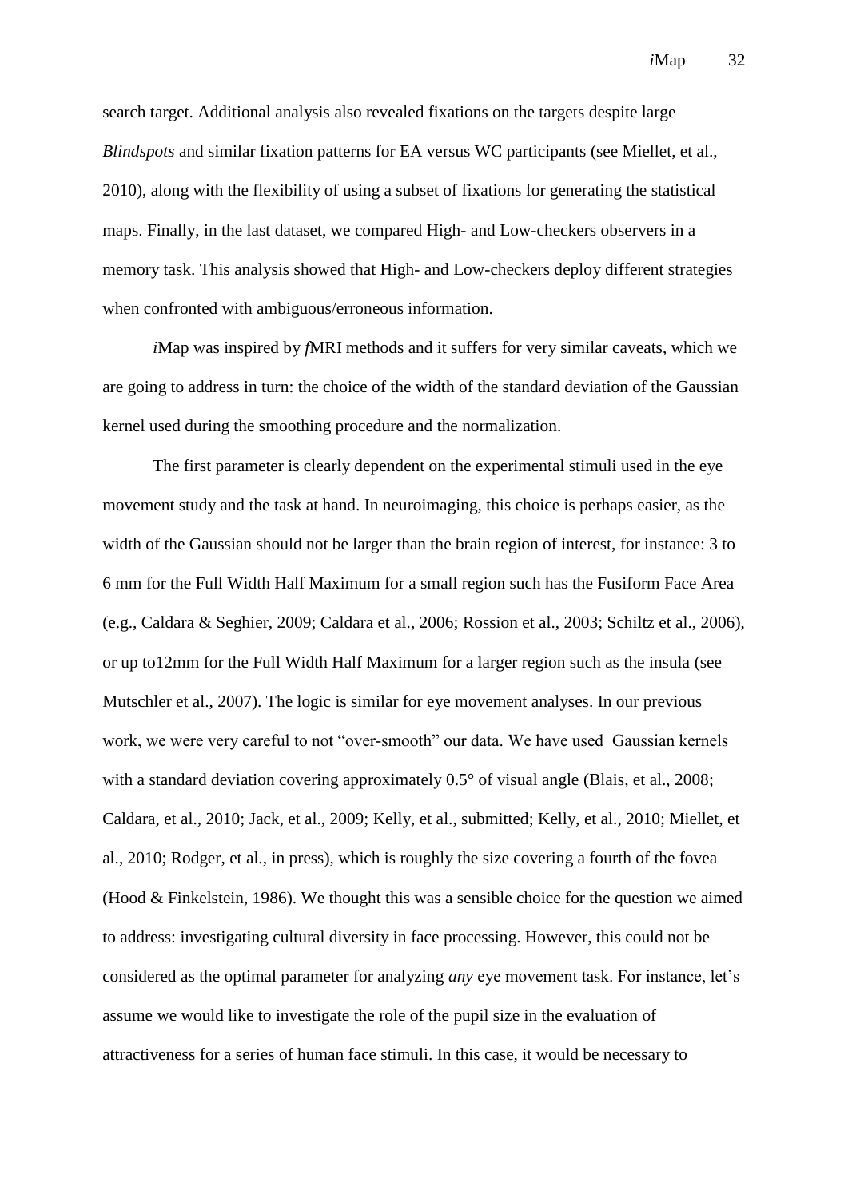search target. Additional analysis also revealed fixations on the targets despite large *Blindspots* and similar fixation patterns for EA versus WC participants (see Miellet, et al., 2010), along with the flexibility of using a subset of fixations for generating the statistical maps. Finally, in the last dataset, we compared High- and Low-checkers observers in a memory task. This analysis showed that High- and Low-checkers deploy different strategies when confronted with ambiguous/erroneous information.

*i*Map was inspired by *f*MRI methods and it suffers for very similar caveats, which we are going to address in turn: the choice of the width of the standard deviation of the Gaussian kernel used during the smoothing procedure and the normalization.

The first parameter is clearly dependent on the experimental stimuli used in the eye movement study and the task at hand. In neuroimaging, this choice is perhaps easier, as the width of the Gaussian should not be larger than the brain region of interest, for instance: 3 to 6 mm for the Full Width Half Maximum for a small region such has the Fusiform Face Area (e.g., Caldara & Seghier, 2009; Caldara et al., 2006; Rossion et al., 2003; Schiltz et al., 2006), or up to12mm for the Full Width Half Maximum for a larger region such as the insula (see Mutschler et al., 2007). The logic is similar for eye movement analyses. In our previous work, we were very careful to not "over-smooth" our data. We have used Gaussian kernels with a standard deviation covering approximately 0.5° of visual angle (Blais, et al., 2008; Caldara, et al., 2010; Jack, et al., 2009; Kelly, et al., submitted; Kelly, et al., 2010; Miellet, et al., 2010; Rodger, et al., in press), which is roughly the size covering a fourth of the fovea (Hood & Finkelstein, 1986). We thought this was a sensible choice for the question we aimed to address: investigating cultural diversity in face processing. However, this could not be considered as the optimal parameter for analyzing *any* eye movement task. For instance, let's assume we would like to investigate the role of the pupil size in the evaluation of attractiveness for a series of human face stimuli. In this case, it would be necessary to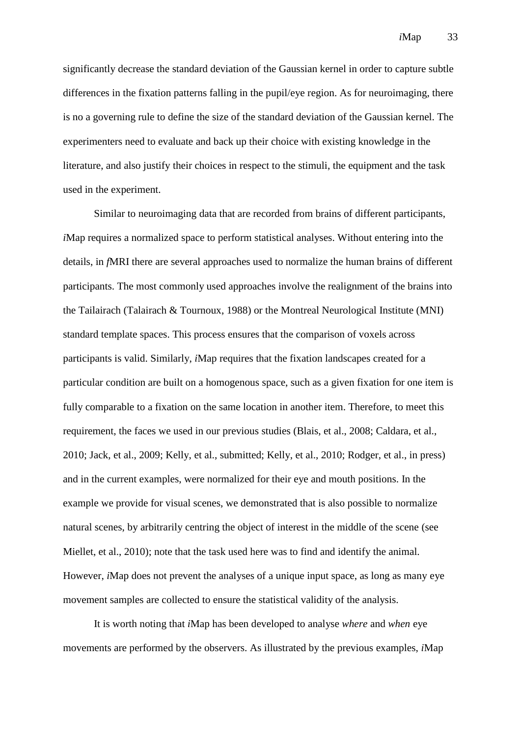significantly decrease the standard deviation of the Gaussian kernel in order to capture subtle differences in the fixation patterns falling in the pupil/eye region. As for neuroimaging, there is no a governing rule to define the size of the standard deviation of the Gaussian kernel. The experimenters need to evaluate and back up their choice with existing knowledge in the literature, and also justify their choices in respect to the stimuli, the equipment and the task used in the experiment.

Similar to neuroimaging data that are recorded from brains of different participants, *i*Map requires a normalized space to perform statistical analyses. Without entering into the details, in *f*MRI there are several approaches used to normalize the human brains of different participants. The most commonly used approaches involve the realignment of the brains into the Tailairach (Talairach & Tournoux, 1988) or the Montreal Neurological Institute (MNI) standard template spaces. This process ensures that the comparison of voxels across participants is valid. Similarly, *i*Map requires that the fixation landscapes created for a particular condition are built on a homogenous space, such as a given fixation for one item is fully comparable to a fixation on the same location in another item. Therefore, to meet this requirement, the faces we used in our previous studies (Blais, et al., 2008; Caldara, et al., 2010; Jack, et al., 2009; Kelly, et al., submitted; Kelly, et al., 2010; Rodger, et al., in press) and in the current examples, were normalized for their eye and mouth positions. In the example we provide for visual scenes, we demonstrated that is also possible to normalize natural scenes, by arbitrarily centring the object of interest in the middle of the scene (see Miellet, et al., 2010); note that the task used here was to find and identify the animal. However, *i*Map does not prevent the analyses of a unique input space, as long as many eye movement samples are collected to ensure the statistical validity of the analysis.

It is worth noting that *i*Map has been developed to analyse *where* and *when* eye movements are performed by the observers. As illustrated by the previous examples, *i*Map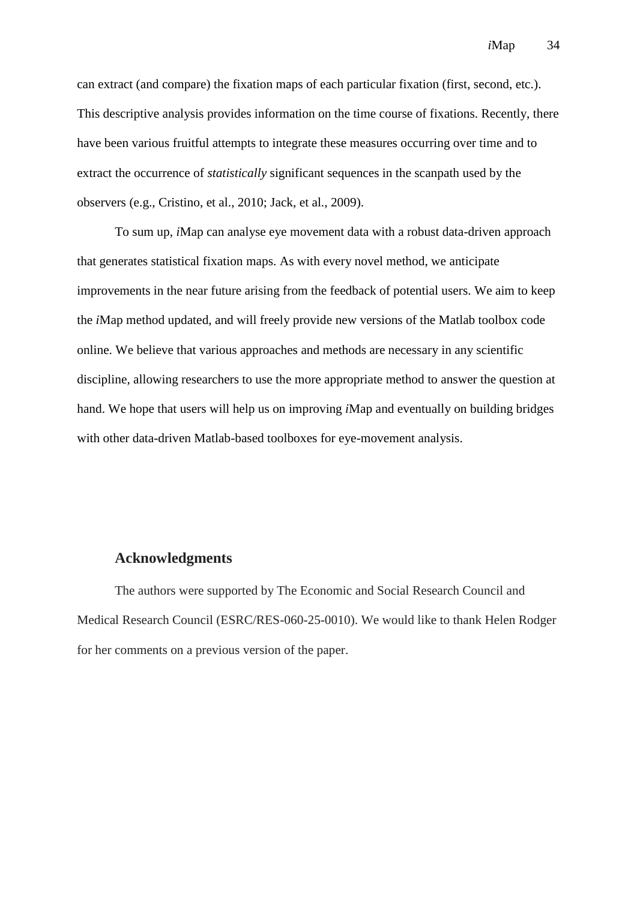can extract (and compare) the fixation maps of each particular fixation (first, second, etc.). This descriptive analysis provides information on the time course of fixations. Recently, there have been various fruitful attempts to integrate these measures occurring over time and to extract the occurrence of *statistically* significant sequences in the scanpath used by the observers (e.g., Cristino, et al., 2010; Jack, et al., 2009).

To sum up, *i*Map can analyse eye movement data with a robust data-driven approach that generates statistical fixation maps. As with every novel method, we anticipate improvements in the near future arising from the feedback of potential users. We aim to keep the *i*Map method updated, and will freely provide new versions of the Matlab toolbox code online. We believe that various approaches and methods are necessary in any scientific discipline, allowing researchers to use the more appropriate method to answer the question at hand. We hope that users will help us on improving *i*Map and eventually on building bridges with other data-driven Matlab-based toolboxes for eye-movement analysis.

## Acknowledgments

The authors were supported by The Economic and Social Research Council and Medical Research Council (ESRC/RES-060-25-0010). We would like to thank Helen Rodger for her comments on a previous version of the paper.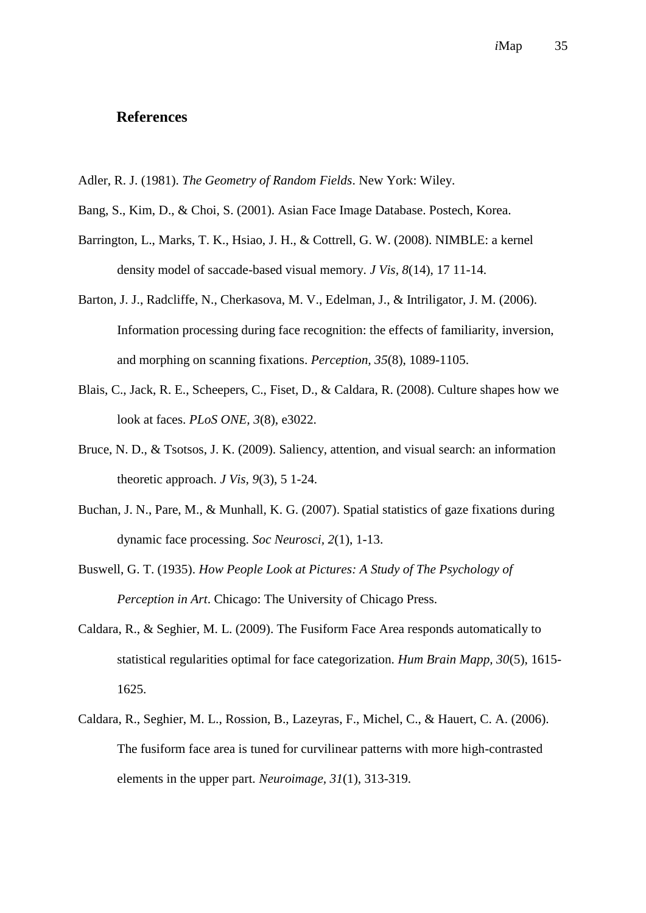## References

Adler, R. J. (1981). *The Geometry of Random Fields*. New York: Wiley.

Bang, S., Kim, D., & Choi, S. (2001). Asian Face Image Database. Postech, Korea.

Barrington, L., Marks, T. K., Hsiao, J. H., & Cottrell, G. W. (2008). NIMBLE: a kernel density model of saccade-based visual memory. *J Vis, 8*(14), 17 11-14.

Barton, J. J., Radcliffe, N., Cherkasova, M. V., Edelman, J., & Intriligator, J. M. (2006). Information processing during face recognition: the effects of familiarity, inversion, and morphing on scanning fixations. *Perception, 35*(8), 1089-1105.

Blais, C., Jack, R. E., Scheepers, C., Fiset, D., & Caldara, R. (2008). Culture shapes how we look at faces. *PLoS ONE, 3*(8), e3022.

Bruce, N. D., & Tsotsos, J. K. (2009). Saliency, attention, and visual search: an information theoretic approach. *J Vis, 9*(3), 5 1-24.

Buchan, J. N., Pare, M., & Munhall, K. G. (2007). Spatial statistics of gaze fixations during dynamic face processing. *Soc Neurosci, 2*(1), 1-13.

Buswell, G. T. (1935). *How People Look at Pictures: A Study of The Psychology of Perception in Art*. Chicago: The University of Chicago Press.

Caldara, R., & Seghier, M. L. (2009). The Fusiform Face Area responds automatically to statistical regularities optimal for face categorization. *Hum Brain Mapp, 30*(5), 1615-1625.

Caldara, R., Seghier, M. L., Rossion, B., Lazeyras, F., Michel, C., & Hauert, C. A. (2006). The fusiform face area is tuned for curvilinear patterns with more high-contrasted elements in the upper part. *Neuroimage, 31*(1), 313-319.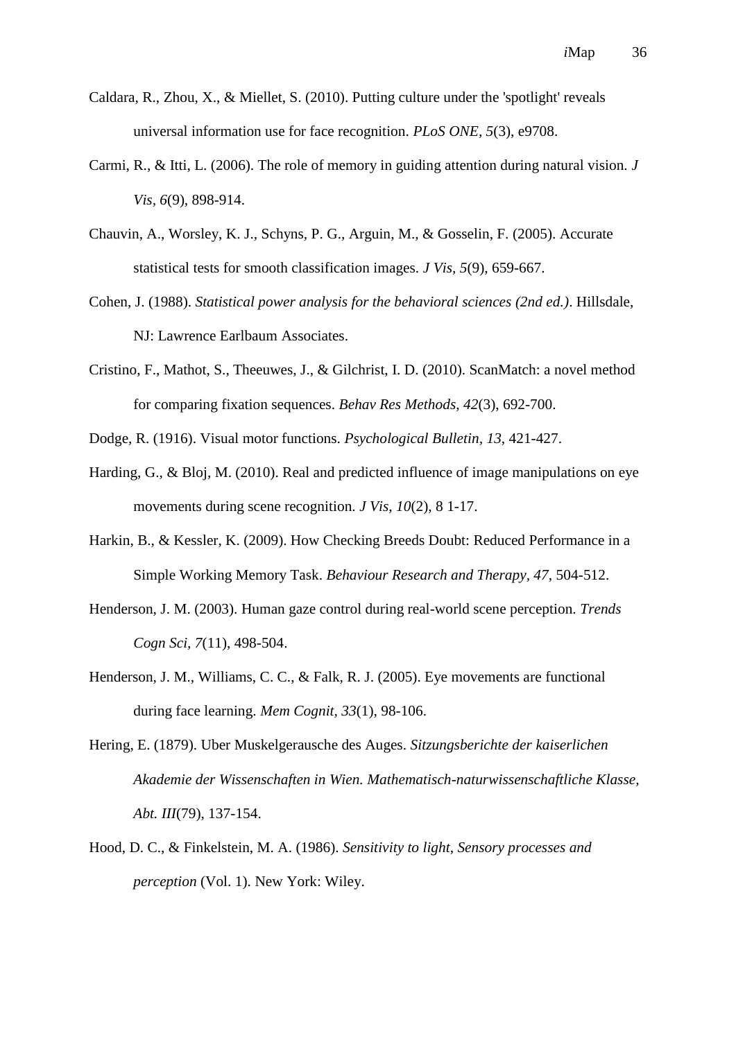Caldara, R., Zhou, X., & Miellet, S. (2010). Putting culture under the 'spotlight' reveals universal information use for face recognition. *PLoS ONE, 5*(3), e9708.

Carmi, R., & Itti, L. (2006). The role of memory in guiding attention during natural vision. *J Vis, 6*(9), 898-914.

Chauvin, A., Worsley, K. J., Schyns, P. G., Arguin, M., & Gosselin, F. (2005). Accurate statistical tests for smooth classification images. *J Vis, 5*(9), 659-667.

Cohen, J. (1988). *Statistical power analysis for the behavioral sciences (2nd ed.)*. Hillsdale, NJ: Lawrence Earlbaum Associates.

Cristino, F., Mathot, S., Theeuwes, J., & Gilchrist, I. D. (2010). ScanMatch: a novel method for comparing fixation sequences. *Behav Res Methods, 42*(3), 692-700.

Dodge, R. (1916). Visual motor functions. *Psychological Bulletin, 13*, 421-427.

Harding, G., & Bloj, M. (2010). Real and predicted influence of image manipulations on eye movements during scene recognition. *J Vis, 10*(2), 8 1-17.

Harkin, B., & Kessler, K. (2009). How Checking Breeds Doubt: Reduced Performance in a Simple Working Memory Task. *Behaviour Research and Therapy, 47*, 504-512.

Henderson, J. M. (2003). Human gaze control during real-world scene perception. *Trends Cogn Sci, 7*(11), 498-504.

Henderson, J. M., Williams, C. C., & Falk, R. J. (2005). Eye movements are functional during face learning. *Mem Cognit, 33*(1), 98-106.

Hering, E. (1879). Uber Muskelgerausche des Auges. *Sitzungsberichte der kaiserlichen Akademie der Wissenschaften in Wien. Mathematisch-naturwissenschaftliche Klasse, Abt. III*(79), 137-154.

Hood, D. C., & Finkelstein, M. A. (1986). *Sensitivity to light, Sensory processes and perception* (Vol. 1). New York: Wiley.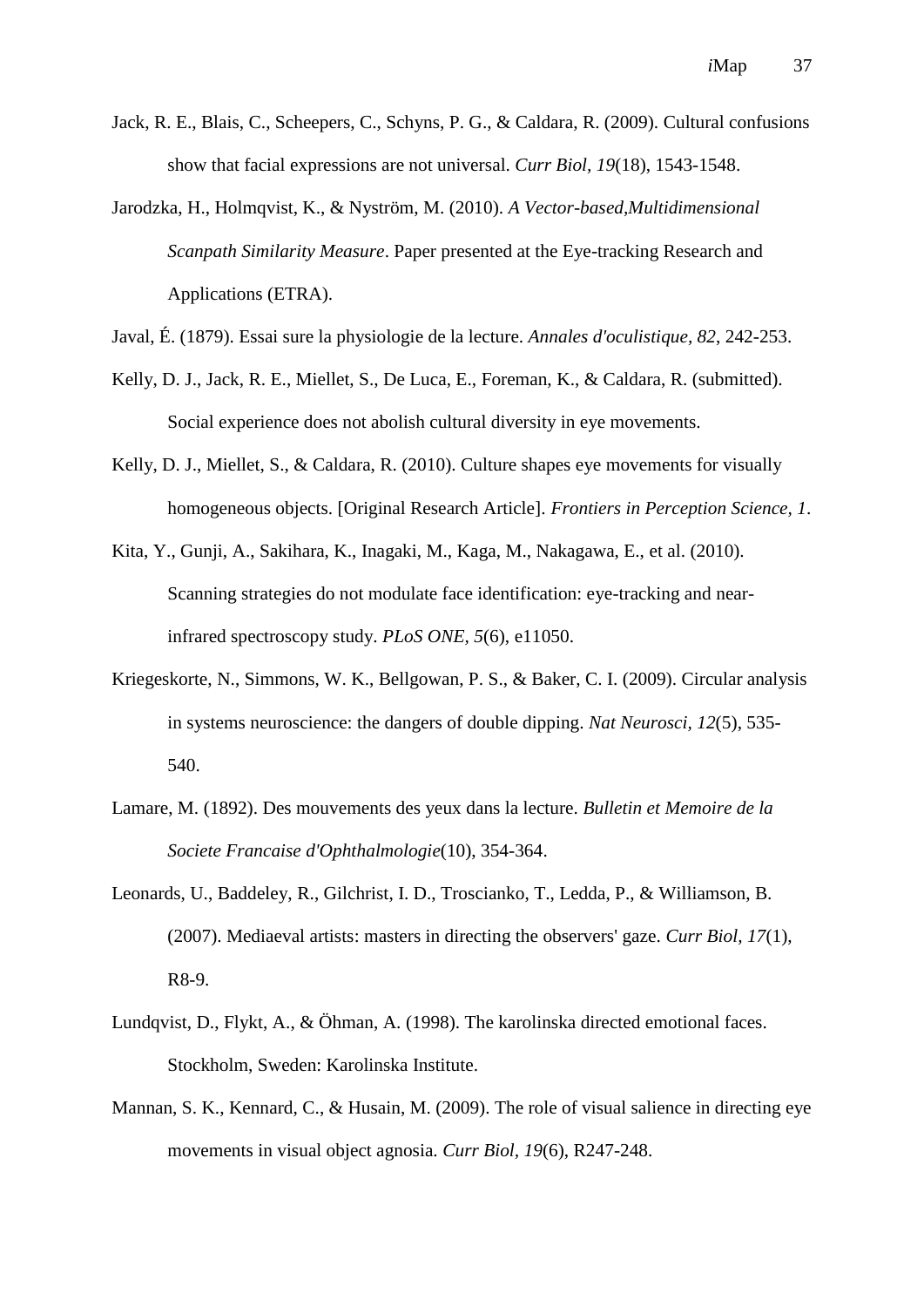Jack, R. E., Blais, C., Scheepers, C., Schyns, P. G., & Caldara, R. (2009). Cultural confusions show that facial expressions are not universal. *Curr Biol, 19*(18), 1543-1548.

Jarodzka, H., Holmqvist, K., & Nyström, M. (2010). *A Vector-based,Multidimensional Scanpath Similarity Measure*. Paper presented at the Eye-tracking Research and Applications (ETRA).

Javal, É. (1879). Essai sure la physiologie de la lecture. *Annales d'oculistique, 82*, 242-253.

Kelly, D. J., Jack, R. E., Miellet, S., De Luca, E., Foreman, K., & Caldara, R. (submitted). Social experience does not abolish cultural diversity in eye movements.

Kelly, D. J., Miellet, S., & Caldara, R. (2010). Culture shapes eye movements for visually homogeneous objects. [Original Research Article]. *Frontiers in Perception Science, 1*.

Kita, Y., Gunji, A., Sakihara, K., Inagaki, M., Kaga, M., Nakagawa, E., et al. (2010). Scanning strategies do not modulate face identification: eye-tracking and near-infrared spectroscopy study. *PLoS ONE, 5*(6), e11050.

Kriegeskorte, N., Simmons, W. K., Bellgowan, P. S., & Baker, C. I. (2009). Circular analysis in systems neuroscience: the dangers of double dipping. *Nat Neurosci, 12*(5), 535-540.

Lamare, M. (1892). Des mouvements des yeux dans la lecture. *Bulletin et Memoire de la Societe Francaise d'Ophthalmologie*(10), 354-364.

Leonards, U., Baddeley, R., Gilchrist, I. D., Troscianko, T., Ledda, P., & Williamson, B. (2007). Mediaeval artists: masters in directing the observers' gaze. *Curr Biol, 17*(1), R8-9.

Lundqvist, D., Flykt, A., & Öhman, A. (1998). The karolinska directed emotional faces. Stockholm, Sweden: Karolinska Institute.

Mannan, S. K., Kennard, C., & Husain, M. (2009). The role of visual salience in directing eye movements in visual object agnosia. *Curr Biol, 19*(6), R247-248.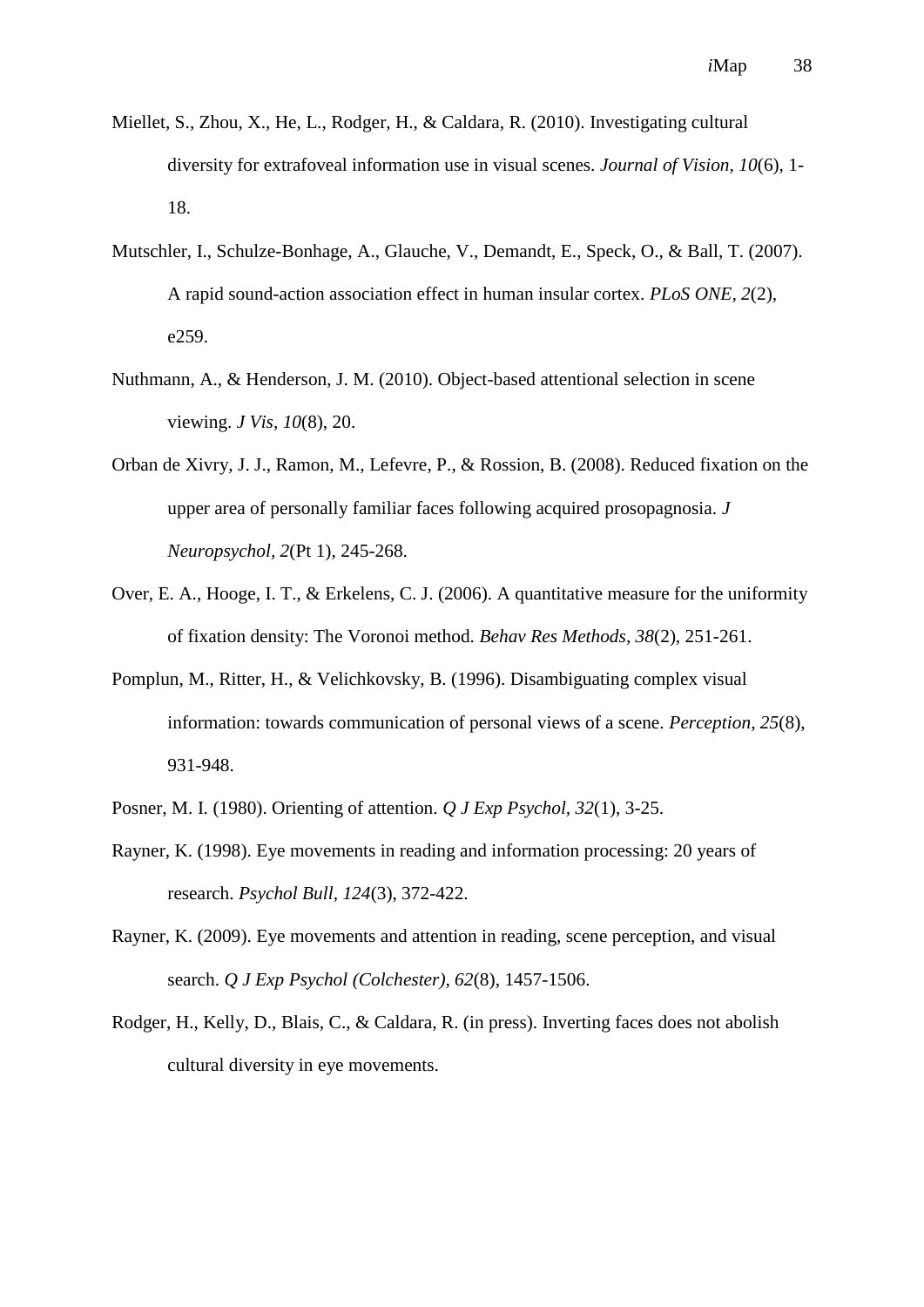Miellet, S., Zhou, X., He, L., Rodger, H., & Caldara, R. (2010). Investigating cultural diversity for extrafoveal information use in visual scenes. *Journal of Vision, 10*(6), 1-18.

Mutschler, I., Schulze-Bonhage, A., Glauche, V., Demandt, E., Speck, O., & Ball, T. (2007). A rapid sound-action association effect in human insular cortex. *PLoS ONE, 2*(2), e259.

Nuthmann, A., & Henderson, J. M. (2010). Object-based attentional selection in scene viewing. *J Vis, 10*(8), 20.

Orban de Xivry, J. J., Ramon, M., Lefevre, P., & Rossion, B. (2008). Reduced fixation on the upper area of personally familiar faces following acquired prosopagnosia. *J Neuropsychol, 2*(Pt 1), 245-268.

Over, E. A., Hooge, I. T., & Erkelens, C. J. (2006). A quantitative measure for the uniformity of fixation density: The Voronoi method. *Behav Res Methods, 38*(2), 251-261.

Pomplun, M., Ritter, H., & Velichkovsky, B. (1996). Disambiguating complex visual information: towards communication of personal views of a scene. *Perception, 25*(8), 931-948.

Posner, M. I. (1980). Orienting of attention. *Q J Exp Psychol, 32*(1), 3-25.

Rayner, K. (1998). Eye movements in reading and information processing: 20 years of research. *Psychol Bull, 124*(3), 372-422.

Rayner, K. (2009). Eye movements and attention in reading, scene perception, and visual search. *Q J Exp Psychol (Colchester), 62*(8), 1457-1506.

Rodger, H., Kelly, D., Blais, C., & Caldara, R. (in press). Inverting faces does not abolish cultural diversity in eye movements.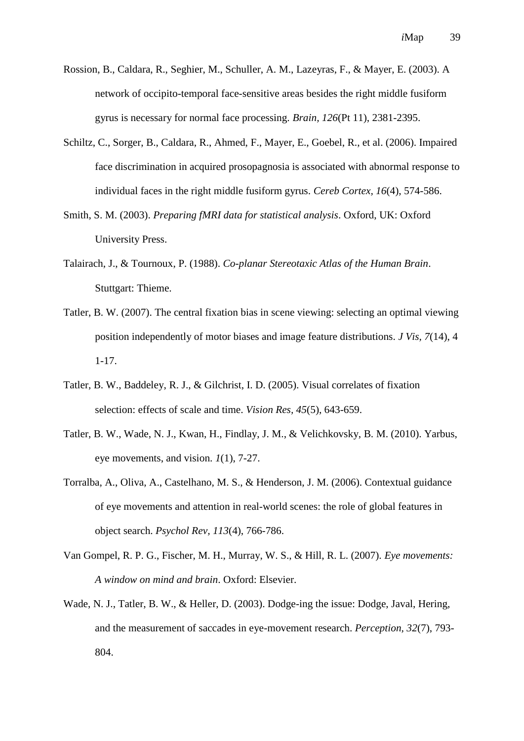Rossion, B., Caldara, R., Seghier, M., Schuller, A. M., Lazeyras, F., & Mayer, E. (2003). A network of occipito-temporal face-sensitive areas besides the right middle fusiform gyrus is necessary for normal face processing. *Brain, 126*(Pt 11), 2381-2395.

Schiltz, C., Sorger, B., Caldara, R., Ahmed, F., Mayer, E., Goebel, R., et al. (2006). Impaired face discrimination in acquired prosopagnosia is associated with abnormal response to individual faces in the right middle fusiform gyrus. *Cereb Cortex, 16*(4), 574-586.

Smith, S. M. (2003). *Preparing fMRI data for statistical analysis*. Oxford, UK: Oxford University Press.

Talairach, J., & Tournoux, P. (1988). *Co-planar Stereotaxic Atlas of the Human Brain*. Stuttgart: Thieme.

Tatler, B. W. (2007). The central fixation bias in scene viewing: selecting an optimal viewing position independently of motor biases and image feature distributions. *J Vis, 7*(14), 4 1-17.

Tatler, B. W., Baddeley, R. J., & Gilchrist, I. D. (2005). Visual correlates of fixation selection: effects of scale and time. *Vision Res, 45*(5), 643-659.

Tatler, B. W., Wade, N. J., Kwan, H., Findlay, J. M., & Velichkovsky, B. M. (2010). Yarbus, eye movements, and vision. *1*(1), 7-27.

Torralba, A., Oliva, A., Castelhano, M. S., & Henderson, J. M. (2006). Contextual guidance of eye movements and attention in real-world scenes: the role of global features in object search. *Psychol Rev, 113*(4), 766-786.

Van Gompel, R. P. G., Fischer, M. H., Murray, W. S., & Hill, R. L. (2007). *Eye movements: A window on mind and brain*. Oxford: Elsevier.

Wade, N. J., Tatler, B. W., & Heller, D. (2003). Dodge-ing the issue: Dodge, Javal, Hering, and the measurement of saccades in eye-movement research. *Perception, 32*(7), 793-804.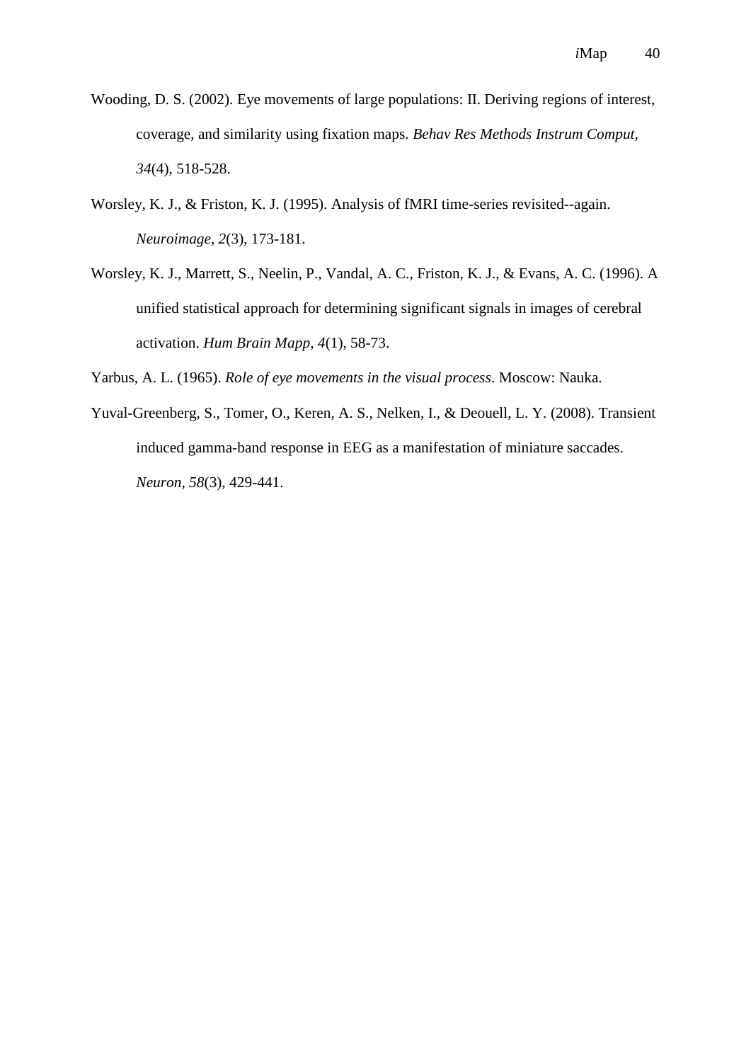Wooding, D. S. (2002). Eye movements of large populations: II. Deriving regions of interest, coverage, and similarity using fixation maps. *Behav Res Methods Instrum Comput, 34*(4), 518-528.

Worsley, K. J., & Friston, K. J. (1995). Analysis of fMRI time-series revisited--again. *Neuroimage, 2*(3), 173-181.

Worsley, K. J., Marrett, S., Neelin, P., Vandal, A. C., Friston, K. J., & Evans, A. C. (1996). A unified statistical approach for determining significant signals in images of cerebral activation. *Hum Brain Mapp, 4*(1), 58-73.

Yarbus, A. L. (1965). *Role of eye movements in the visual process*. Moscow: Nauka.

Yuval-Greenberg, S., Tomer, O., Keren, A. S., Nelken, I., & Deouell, L. Y. (2008). Transient induced gamma-band response in EEG as a manifestation of miniature saccades. *Neuron, 58*(3), 429-441.